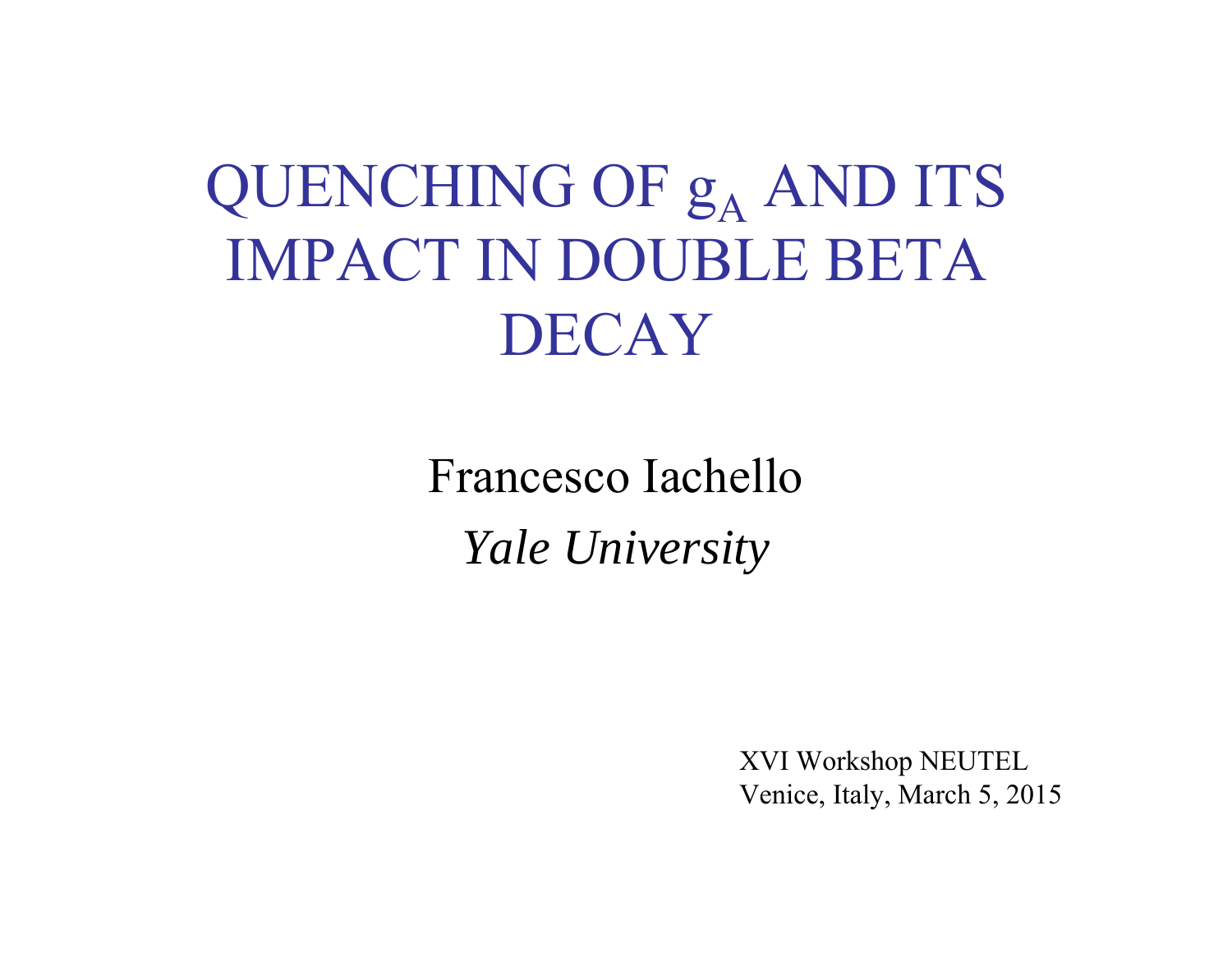# QUENCHING OF $g_A$ AND ITS IMPACT IN DOUBLE BETA DECAY

Francesco Iachello

*Yale University*

XVI Workshop NEUTEL
Venice, Italy, March 5, 2015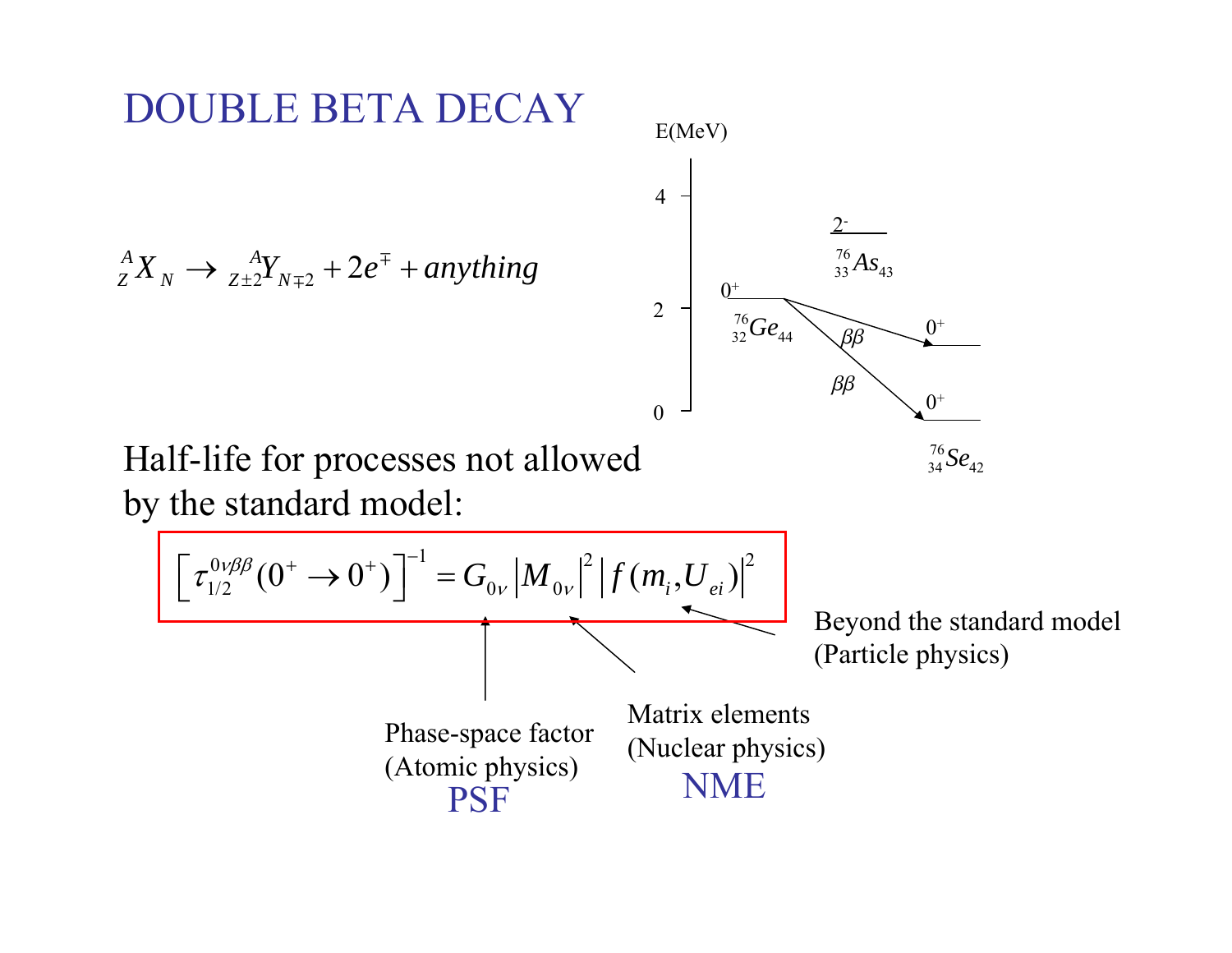# DOUBLE BETA DECAY

$${}^{A}_{Z}X_{N} \rightarrow {}^{A}_{Z\pm2}Y_{N\mp2} + 2e^{\mp} + anything$$

E(MeV)

4

2

0

$2^-$

${}^{76}_{33}As_{43}$

$0^+$

${}^{76}_{32}Ge_{44}$

$\beta\beta$

$\beta\beta$

$0^+$

$0^+$

${}^{76}_{34}Se_{42}$

Half-life for processes not allowed by the standard model:

$$\left[\tau_{1/2}^{0\nu\beta\beta}(0^+ \rightarrow 0^+)\right]^{-1} = G_{0\nu}\left|M_{0\nu}\right|^2 \left|f(m_i, U_{ei})\right|^2$$

Beyond the standard model (Particle physics)

Matrix elements (Nuclear physics)
NME

Phase-space factor (Atomic physics)
PSF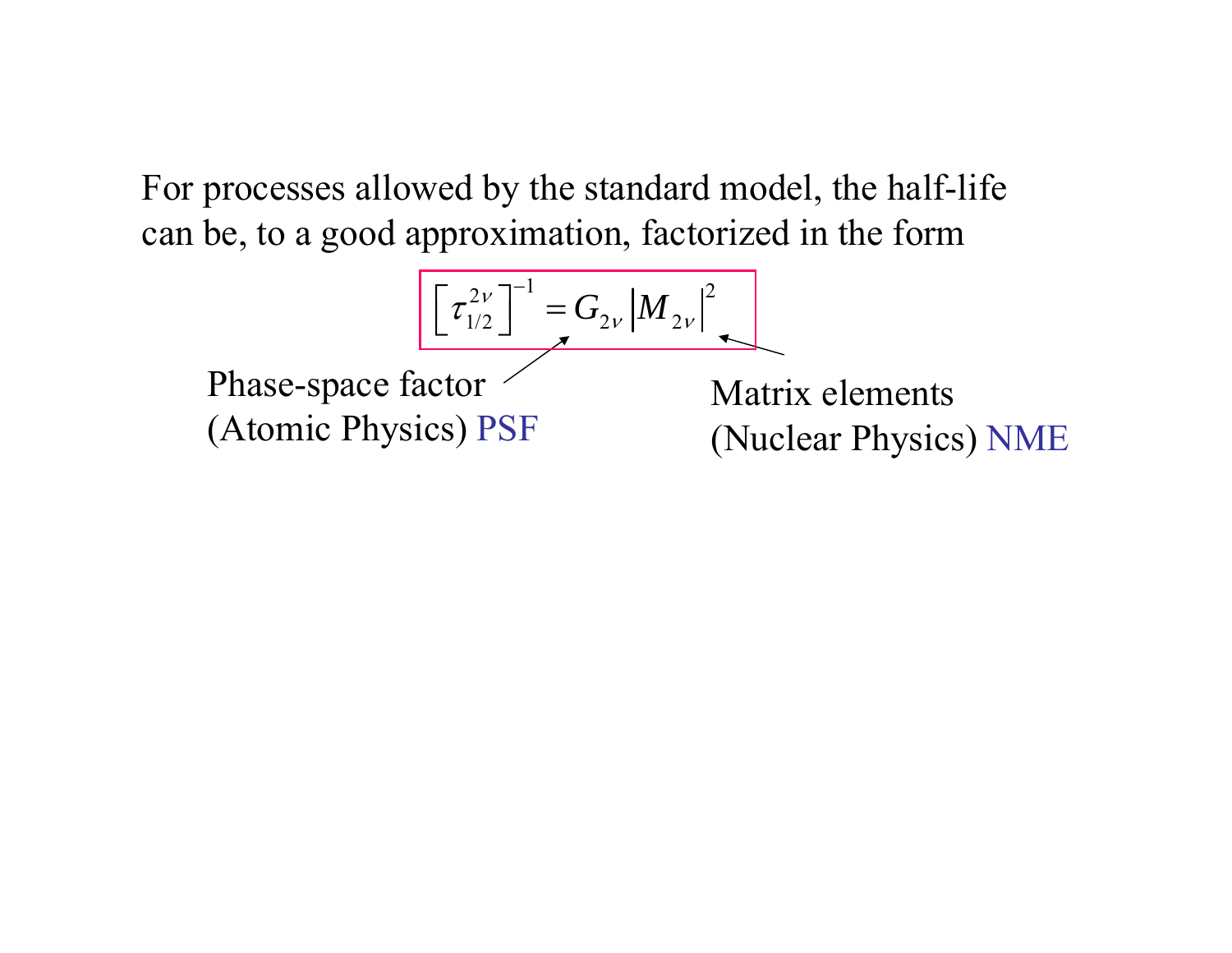For processes allowed by the standard model, the half-life can be, to a good approximation, factorized in the form

$$\left[\tau_{1/2}^{2\nu}\right]^{-1} = G_{2\nu}\left|M_{2\nu}\right|^2$$

Phase-space factor (Atomic Physics) PSF

Matrix elements (Nuclear Physics) NME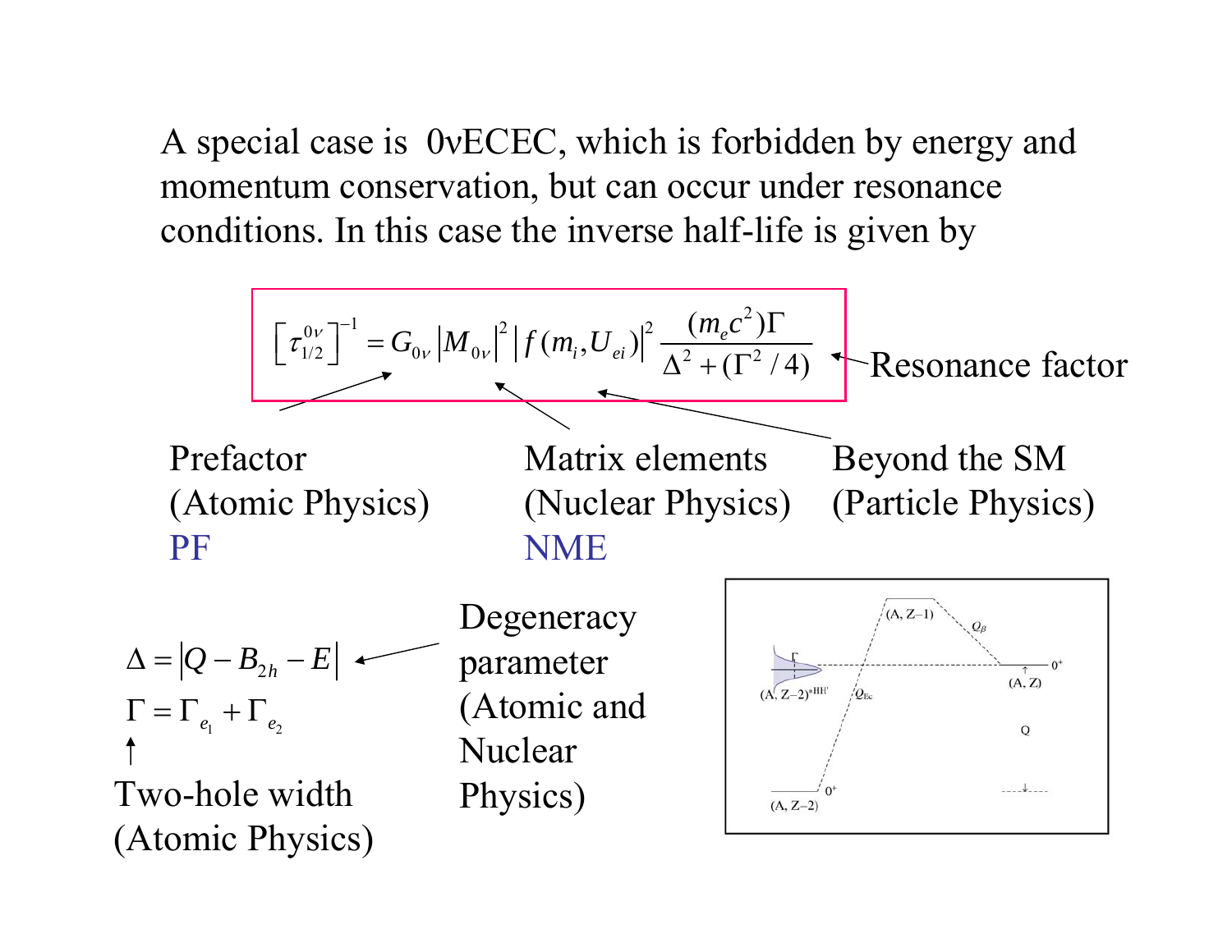A special case is 0νECEC, which is forbidden by energy and momentum conservation, but can occur under resonance conditions. In this case the inverse half-life is given by

$$\left[\tau_{1/2}^{0\nu}\right]^{-1} = G_{0\nu}\left|M_{0\nu}\right|^2 \left|f(m_i, U_{ei})\right|^2 \frac{(m_e c^2)\Gamma}{\Delta^2 + (\Gamma^2/4)}$$

Resonance factor

Prefactor (Atomic Physics) PF

Matrix elements (Nuclear Physics) NME

Beyond the SM (Particle Physics)

$$\Delta = \left|Q - B_{2h} - E\right|$$

Degeneracy parameter (Atomic and Nuclear Physics)

$$\Gamma = \Gamma_{e_1} + \Gamma_{e_2}$$

Two-hole width (Atomic Physics)

(A, Z–1) $Q_\beta$ $0^+$ (A, Z) Γ (A, Z–2)*HH′ $Q_{EC}$ Q $0^+$ (A, Z–2)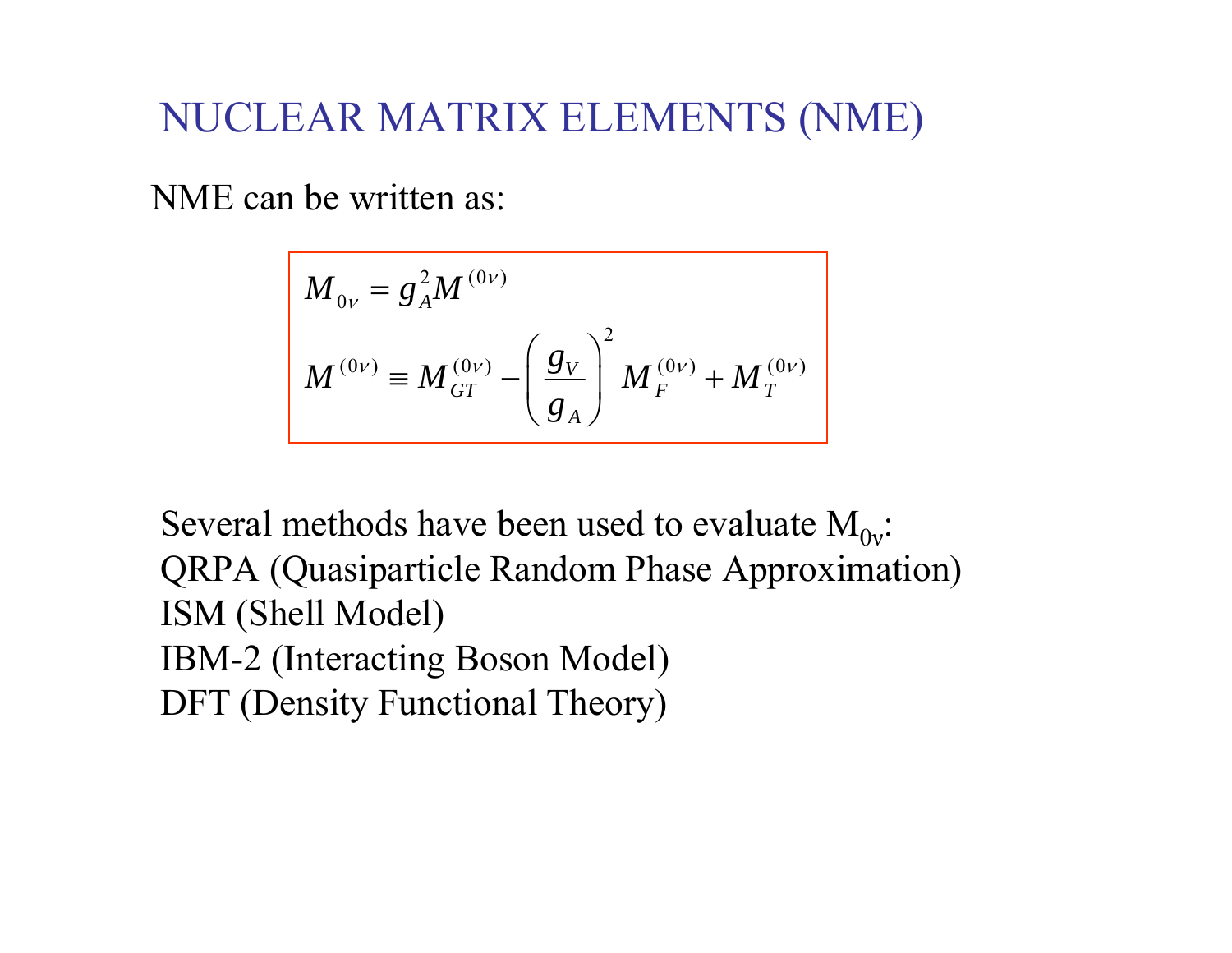# NUCLEAR MATRIX ELEMENTS (NME)

NME can be written as:

$$M_{0\nu} = g_A^2 M^{(0\nu)}$$

$$M^{(0\nu)} \equiv M_{GT}^{(0\nu)} - \left(\frac{g_V}{g_A}\right)^2 M_F^{(0\nu)} + M_T^{(0\nu)}$$

Several methods have been used to evaluate $M_{0\nu}$:

QRPA (Quasiparticle Random Phase Approximation)

ISM (Shell Model)

IBM-2 (Interacting Boson Model)

DFT (Density Functional Theory)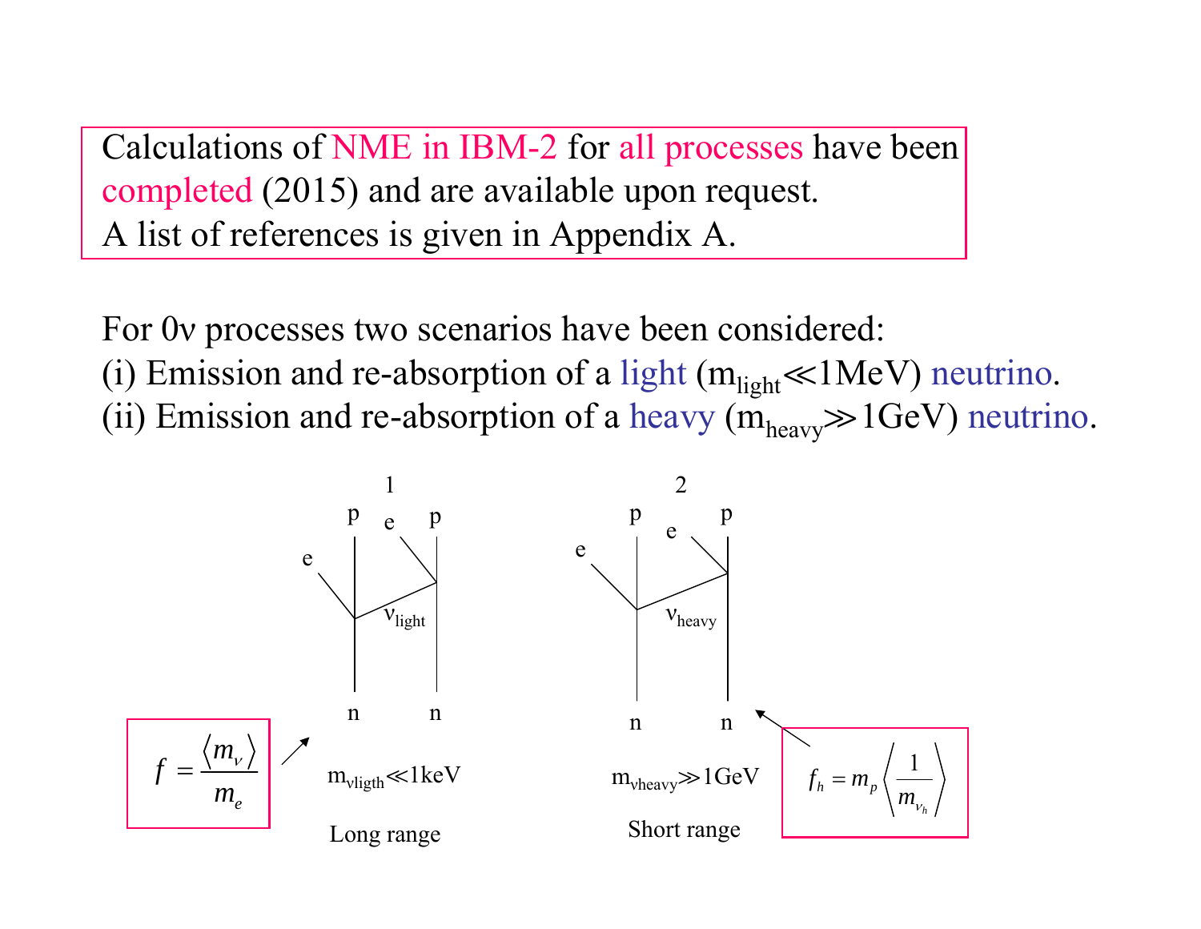Calculations of NME in IBM-2 for all processes have been completed (2015) and are available upon request.
A list of references is given in Appendix A.

For 0ν processes two scenarios have been considered:

(i) Emission and re-absorption of a light ($m_{light} \ll 1$MeV) neutrino.

(ii) Emission and re-absorption of a heavy ($m_{heavy} \gg 1$GeV) neutrino.

1

p e p

e

$\nu_{light}$

n n

$$f = \frac{\langle m_\nu \rangle}{m_e}$$

$m_{\nu ligth} \ll 1$keV

Long range

2

p e p

e

$\nu_{heavy}$

n n

$m_{\nu heavy} \gg 1$GeV

Short range

$$f_h = m_p \left\langle \frac{1}{m_{\nu_h}} \right\rangle$$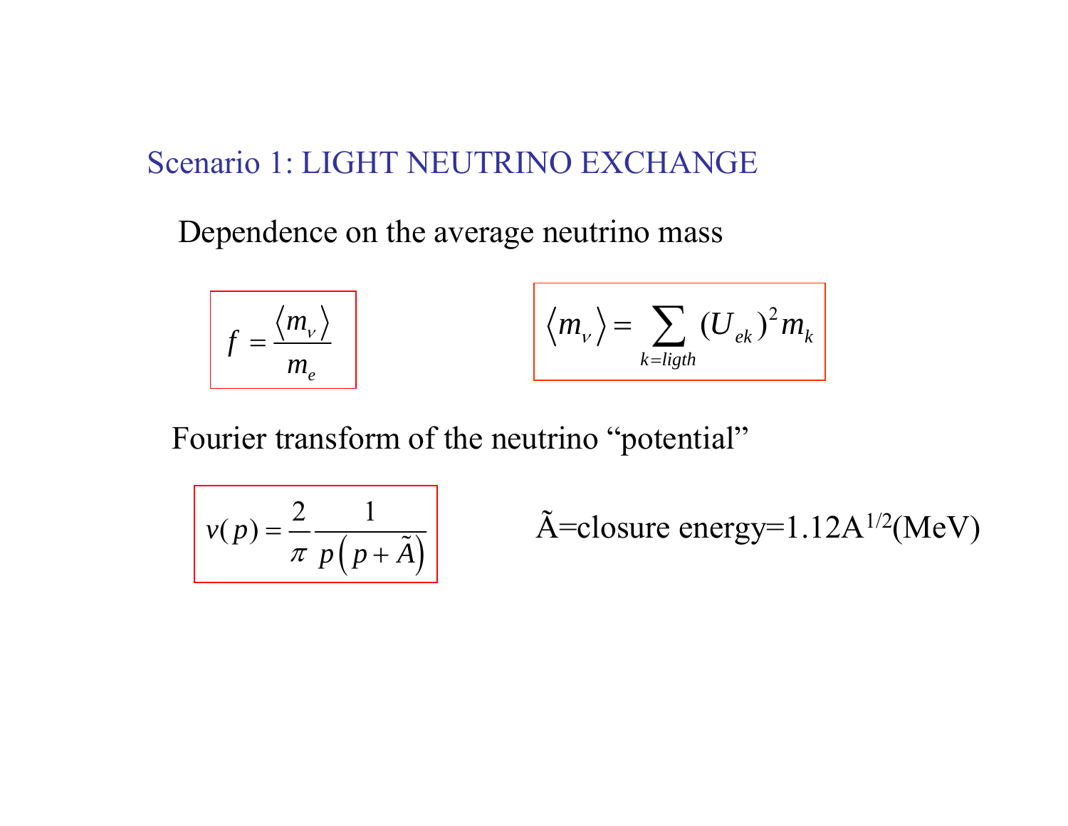## Scenario 1: LIGHT NEUTRINO EXCHANGE

Dependence on the average neutrino mass

$$f = \frac{\langle m_\nu \rangle}{m_e}$$

$$\langle m_\nu \rangle = \sum_{k=ligth} (U_{ek})^2 m_k$$

Fourier transform of the neutrino "potential"

$$v(p) = \frac{2}{\pi} \frac{1}{p\left(p + \tilde{A}\right)}$$

Ã=closure energy=1.12A$^{1/2}$(MeV)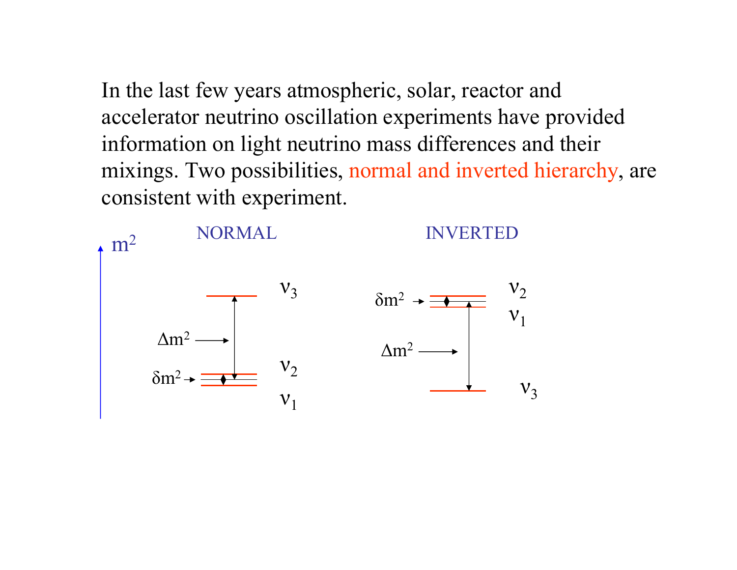In the last few years atmospheric, solar, reactor and accelerator neutrino oscillation experiments have provided information on light neutrino mass differences and their mixings. Two possibilities, normal and inverted hierarchy, are consistent with experiment.

NORMAL

INVERTED

$m^2$

$\nu_3$

$\Delta m^2$

$\delta m^2$

$\nu_2$

$\nu_1$

$\delta m^2$

$\nu_2$

$\nu_1$

$\Delta m^2$

$\nu_3$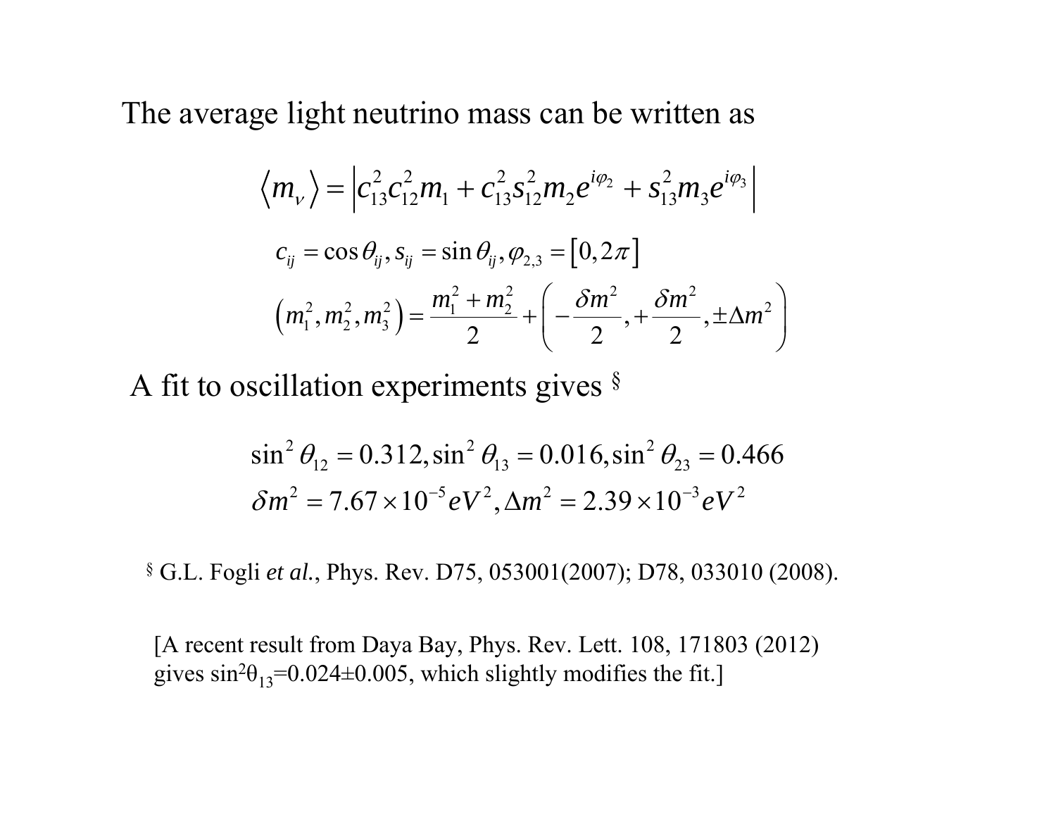The average light neutrino mass can be written as

$$\langle m_\nu \rangle = \left| c_{13}^2 c_{12}^2 m_1 + c_{13}^2 s_{12}^2 m_2 e^{i\varphi_2} + s_{13}^2 m_3 e^{i\varphi_3} \right|$$

$$c_{ij} = \cos\theta_{ij}, s_{ij} = \sin\theta_{ij}, \varphi_{2,3} = [0, 2\pi]$$

$$\left(m_1^2, m_2^2, m_3^2\right) = \frac{m_1^2 + m_2^2}{2} + \left(-\frac{\delta m^2}{2}, +\frac{\delta m^2}{2}, \pm\Delta m^2\right)$$

A fit to oscillation experiments gives [§]

$$\sin^2\theta_{12} = 0.312, \sin^2\theta_{13} = 0.016, \sin^2\theta_{23} = 0.466$$

$$\delta m^2 = 7.67\times 10^{-5} eV^2, \Delta m^2 = 2.39\times 10^{-3} eV^2$$

[§] G.L. Fogli *et al.*, Phys. Rev. D75, 053001(2007); D78, 033010 (2008).

[A recent result from Daya Bay, Phys. Rev. Lett. 108, 171803 (2012) gives $\sin^2\theta_{13}=0.024\pm 0.005$, which slightly modifies the fit.]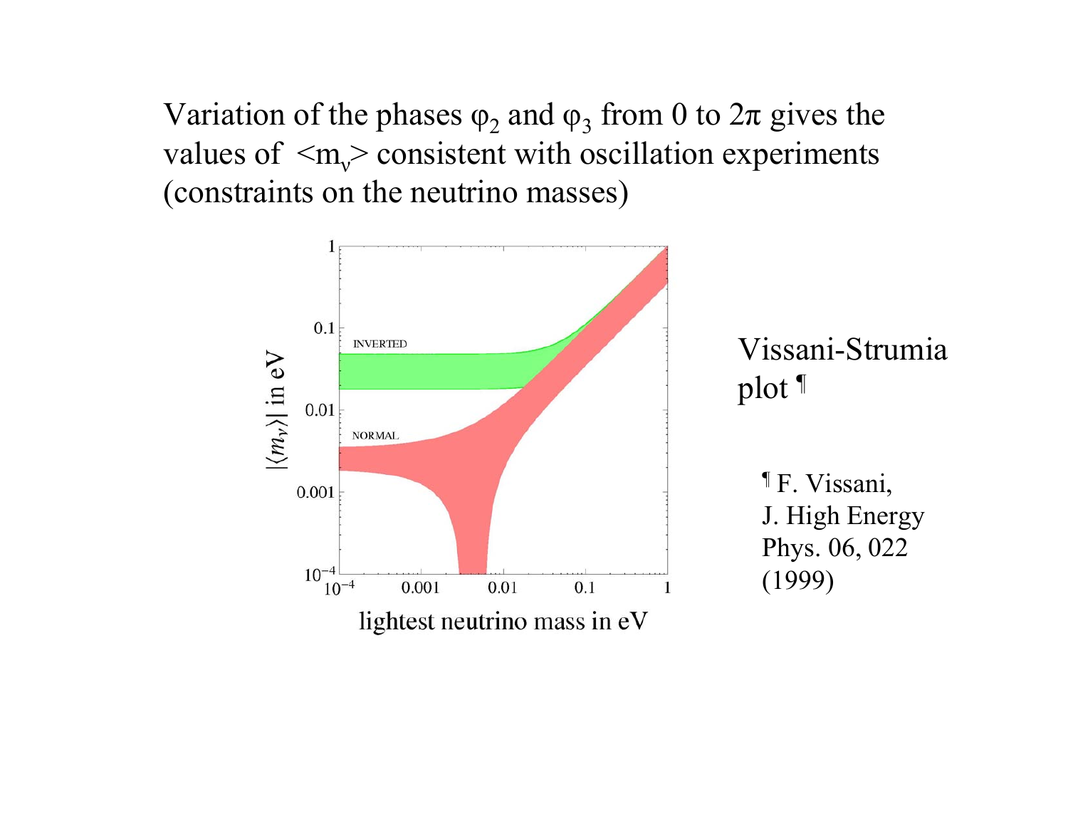Variation of the phases $\varphi_2$ and $\varphi_3$ from 0 to $2\pi$ gives the values of $\langle m_\nu \rangle$ consistent with oscillation experiments (constraints on the neutrino masses)

Vissani-Strumia plot ¶

¶ F. Vissani, J. High Energy Phys. 06, 022 (1999)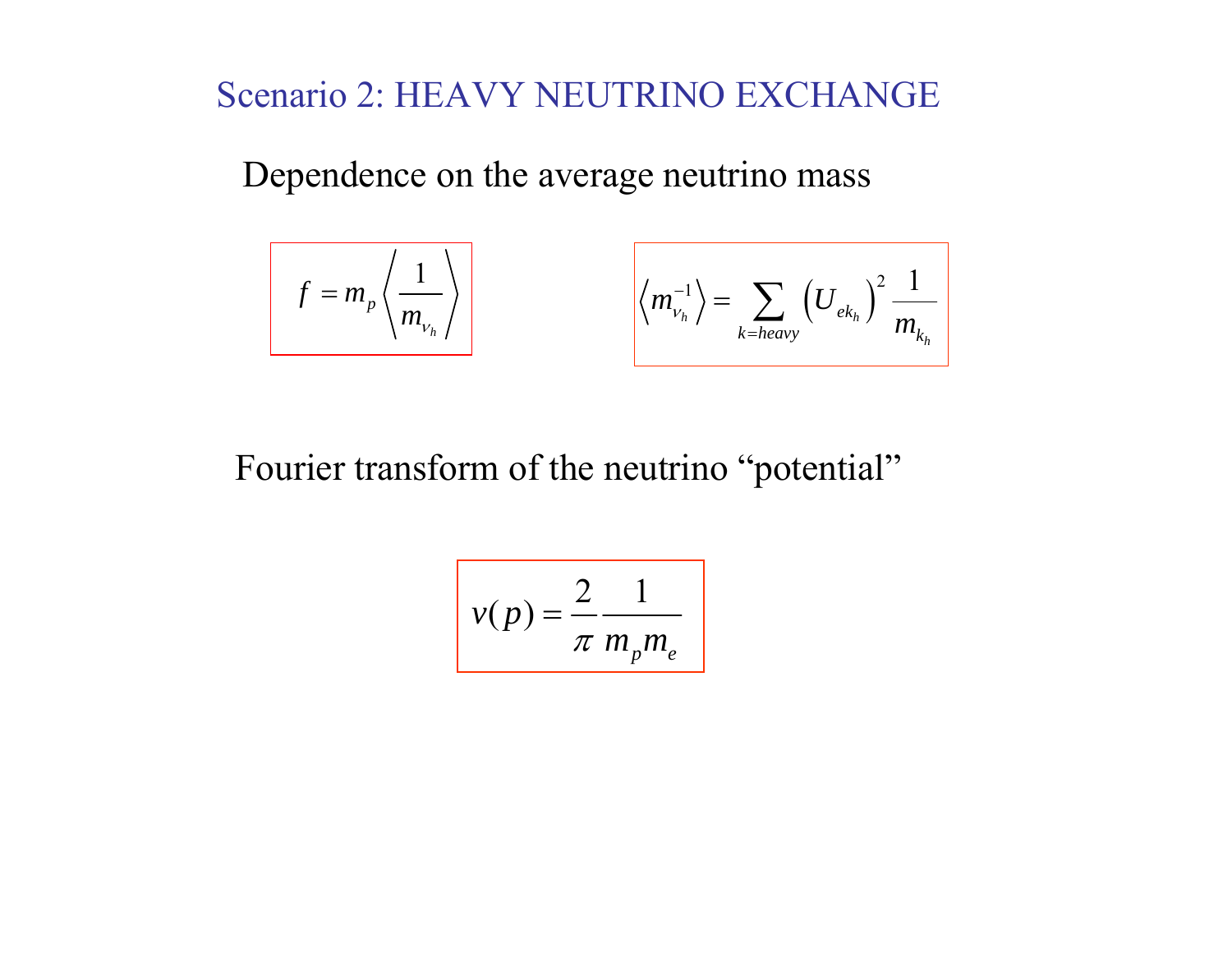# Scenario 2: HEAVY NEUTRINO EXCHANGE

Dependence on the average neutrino mass

$$f = m_p \left\langle \frac{1}{m_{\nu_h}} \right\rangle$$

$$\left\langle m_{\nu_h}^{-1} \right\rangle = \sum_{k=heavy} \left( U_{ek_h} \right)^2 \frac{1}{m_{k_h}}$$

Fourier transform of the neutrino “potential”

$$v(p) = \frac{2}{\pi} \frac{1}{m_p m_e}$$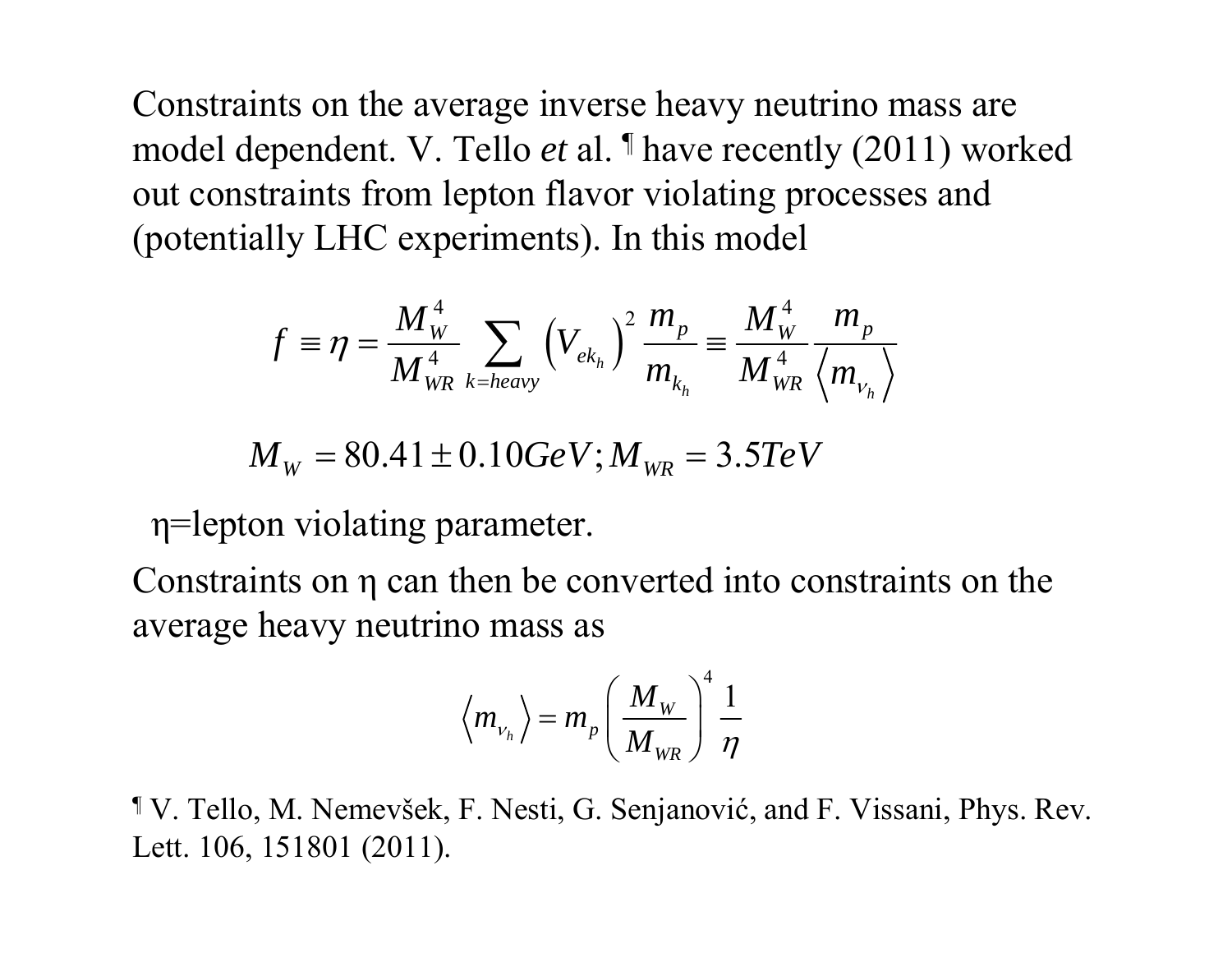Constraints on the average inverse heavy neutrino mass are model dependent. V. Tello *et* al. ¶ have recently (2011) worked out constraints from lepton flavor violating processes and (potentially LHC experiments). In this model

$$f \equiv \eta = \frac{M_W^4}{M_{WR}^4} \sum_{k=heavy} \left(V_{ek_h}\right)^2 \frac{m_p}{m_{k_h}} \equiv \frac{M_W^4}{M_{WR}^4} \frac{m_p}{\left\langle m_{\nu_h} \right\rangle}$$

$$M_W = 80.41 \pm 0.10 GeV; M_{WR} = 3.5 TeV$$

η=lepton violating parameter.

Constraints on η can then be converted into constraints on the average heavy neutrino mass as

$$\left\langle m_{\nu_h} \right\rangle = m_p \left( \frac{M_W}{M_{WR}} \right)^4 \frac{1}{\eta}$$

¶ V. Tello, M. Nemevšek, F. Nesti, G. Senjanović, and F. Vissani, Phys. Rev. Lett. 106, 151801 (2011).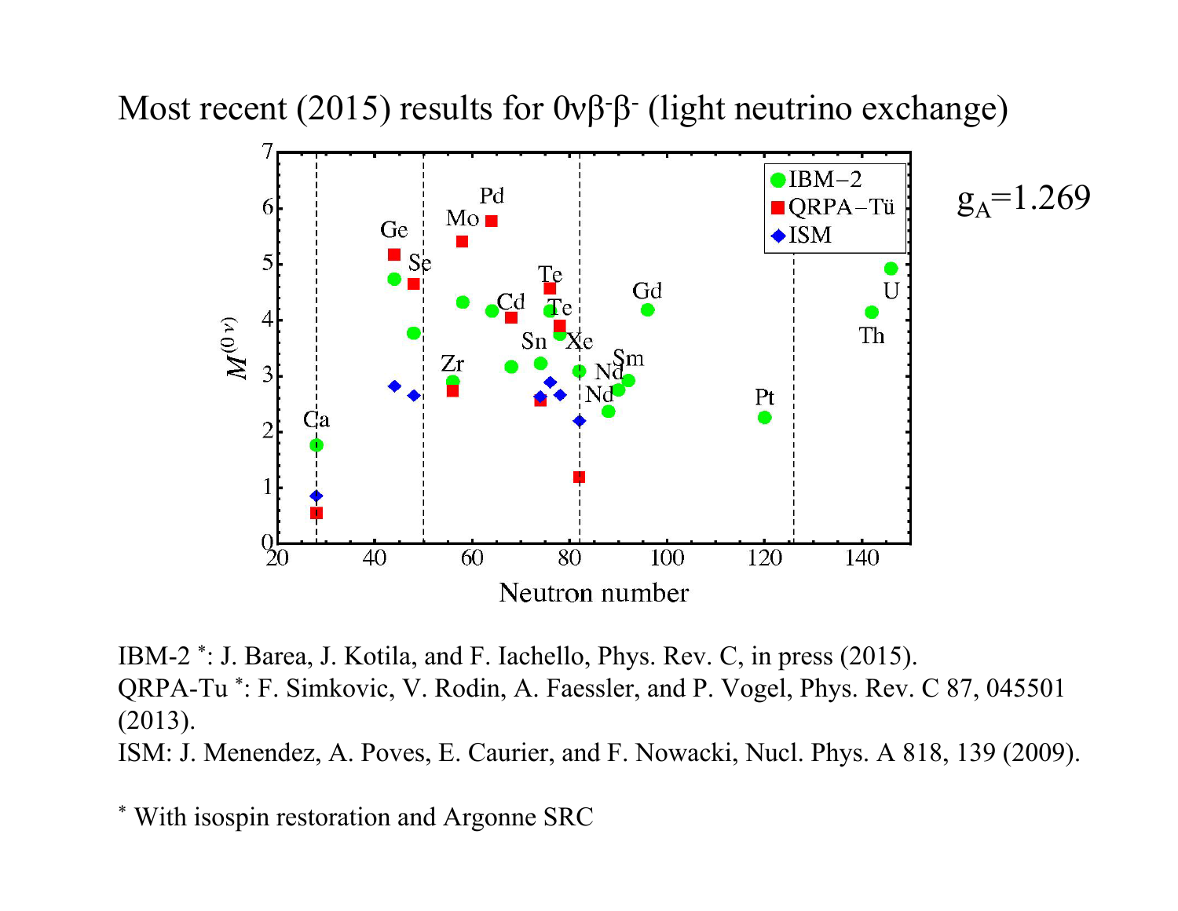# Most recent (2015) results for 0νβ⁻β⁻ (light neutrino exchange)

$g_A$=1.269

IBM-2 *: J. Barea, J. Kotila, and F. Iachello, Phys. Rev. C, in press (2015).
QRPA-Tu *: F. Simkovic, V. Rodin, A. Faessler, and P. Vogel, Phys. Rev. C 87, 045501 (2013).
ISM: J. Menendez, A. Poves, E. Caurier, and F. Nowacki, Nucl. Phys. A 818, 139 (2009).

\* With isospin restoration and Argonne SRC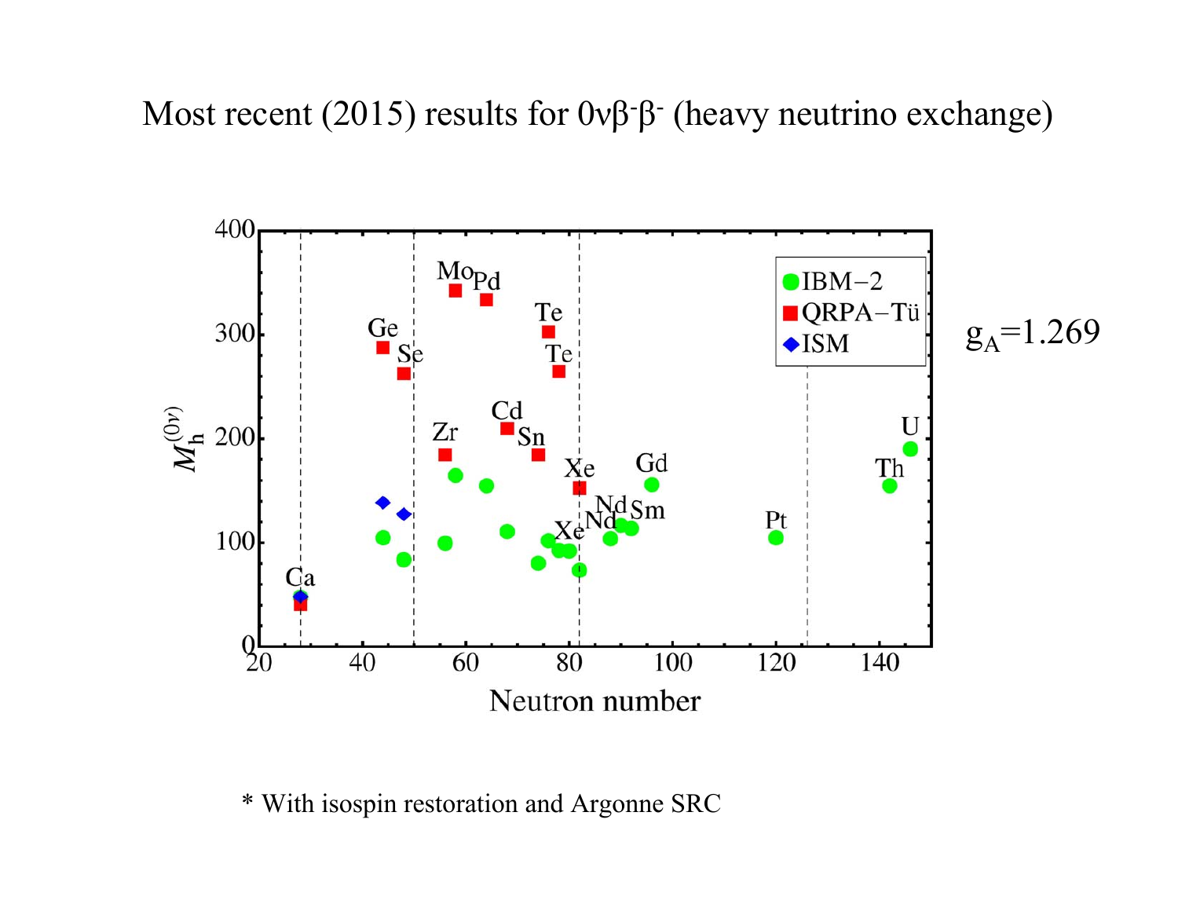# Most recent (2015) results for $0\nu\beta^-\beta^-$ (heavy neutrino exchange)

$g_A$=1.269

\* With isospin restoration and Argonne SRC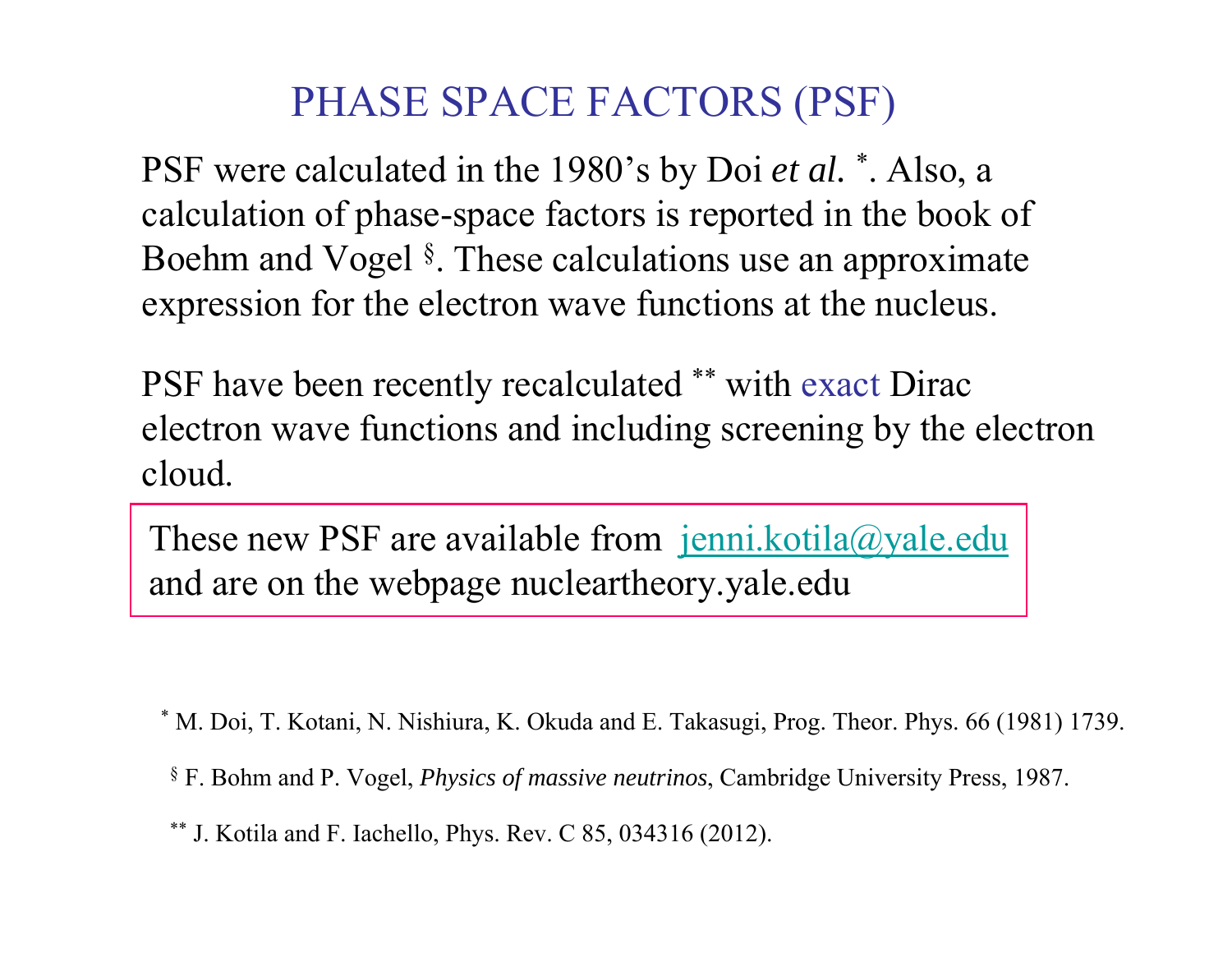# PHASE SPACE FACTORS (PSF)

PSF were calculated in the 1980's by Doi *et al.* [*]. Also, a calculation of phase-space factors is reported in the book of Boehm and Vogel [§]. These calculations use an approximate expression for the electron wave functions at the nucleus.

PSF have been recently recalculated [**] with exact Dirac electron wave functions and including screening by the electron cloud.

These new PSF are available from jenni.kotila@yale.edu and are on the webpage nucleartheory.yale.edu

[*] M. Doi, T. Kotani, N. Nishiura, K. Okuda and E. Takasugi, Prog. Theor. Phys. 66 (1981) 1739.

[§] F. Bohm and P. Vogel, *Physics of massive neutrinos*, Cambridge University Press, 1987.

[**] J. Kotila and F. Iachello, Phys. Rev. C 85, 034316 (2012).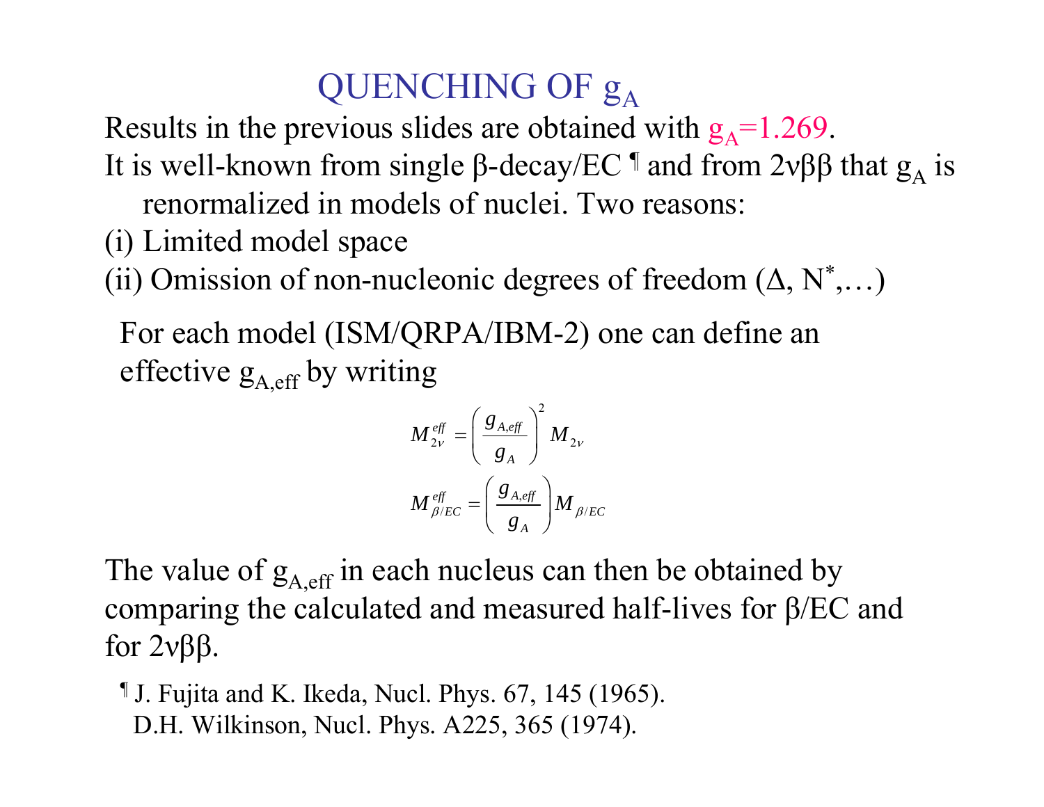# QUENCHING OF $g_A$

Results in the previous slides are obtained with $g_A=1.269$.

It is well-known from single β-decay/EC ¶ and from 2νββ that $g_A$ is renormalized in models of nuclei. Two reasons:

(i) Limited model space

(ii) Omission of non-nucleonic degrees of freedom (Δ, $N^*$,…)

For each model (ISM/QRPA/IBM-2) one can define an effective $g_{A,eff}$ by writing

$$M_{2\nu}^{eff} = \left( \frac{g_{A,eff}}{g_A} \right)^2 M_{2\nu}$$

$$M_{\beta/EC}^{eff} = \left( \frac{g_{A,eff}}{g_A} \right) M_{\beta/EC}$$

The value of $g_{A,eff}$ in each nucleus can then be obtained by comparing the calculated and measured half-lives for β/EC and for 2νββ.

¶ J. Fujita and K. Ikeda, Nucl. Phys. 67, 145 (1965).
D.H. Wilkinson, Nucl. Phys. A225, 365 (1974).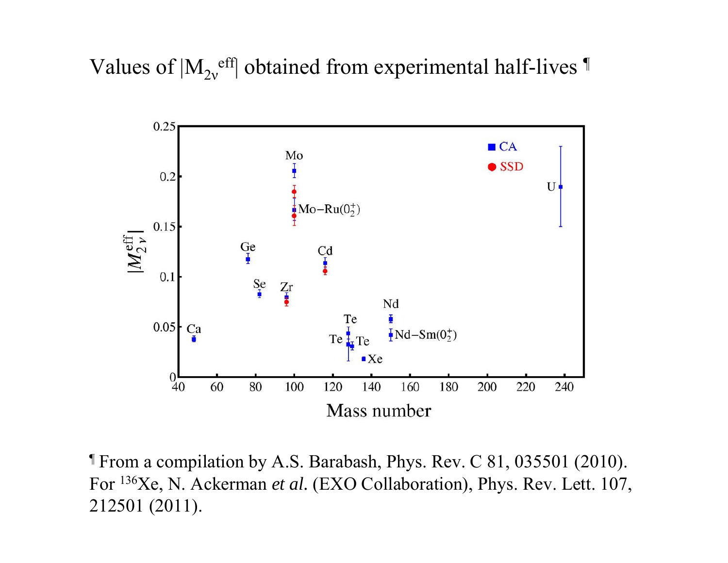# Values of $|M_{2\nu}^{eff}|$ obtained from experimental half-lives ¶

¶ From a compilation by A.S. Barabash, Phys. Rev. C 81, 035501 (2010). For $^{136}$Xe, N. Ackerman *et al.* (EXO Collaboration), Phys. Rev. Lett. 107, 212501 (2011).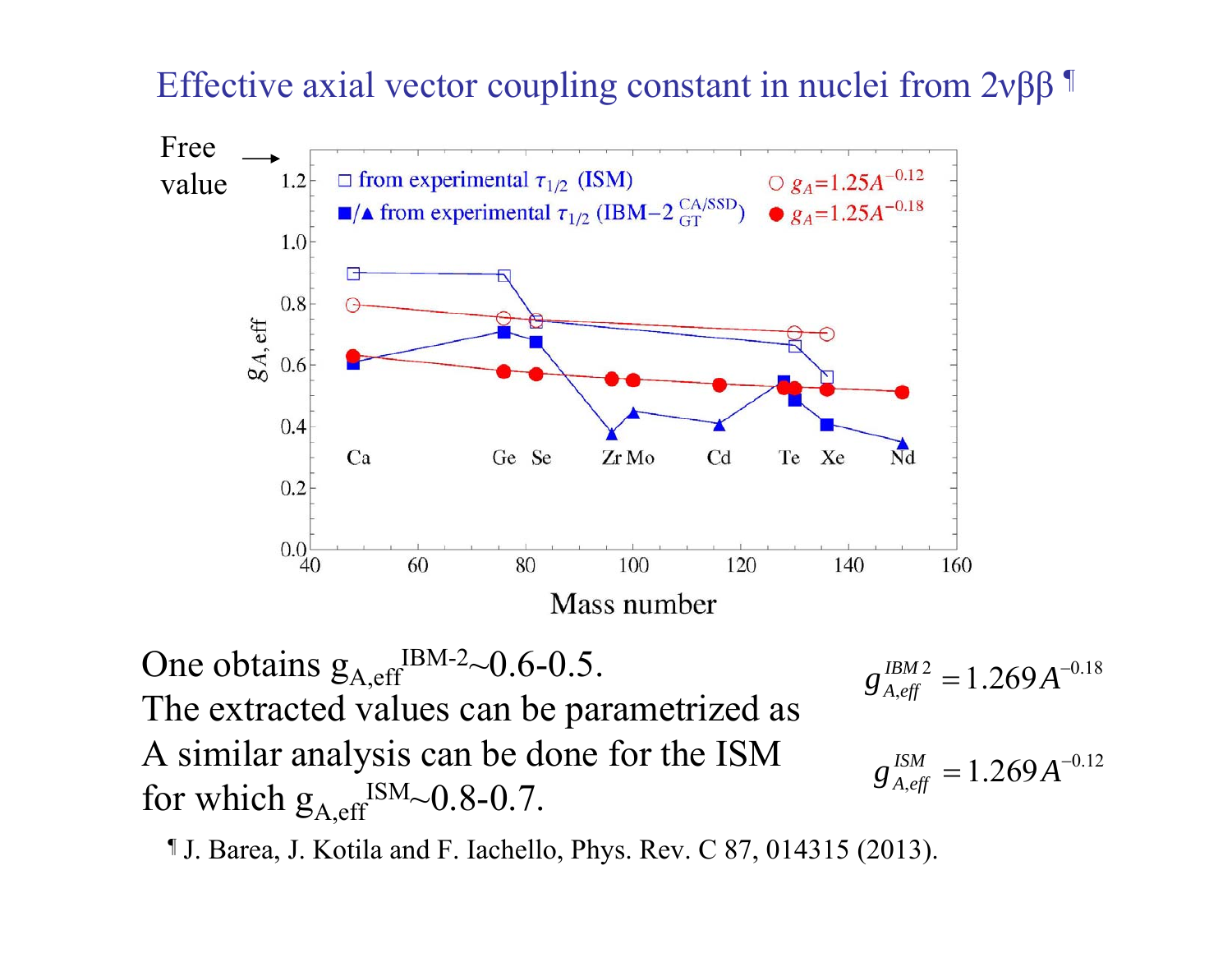# Effective axial vector coupling constant in nuclei from 2νββ [¶]

One obtains $g_{A,eff}^{IBM-2}$~0.6-0.5.

The extracted values can be parametrized as

$$g_{A,eff}^{IBM2} = 1.269A^{-0.18}$$

A similar analysis can be done for the ISM for which $g_{A,eff}^{ISM}$~0.8-0.7.

$$g_{A,eff}^{ISM} = 1.269A^{-0.12}$$

[¶] J. Barea, J. Kotila and F. Iachello, Phys. Rev. C 87, 014315 (2013).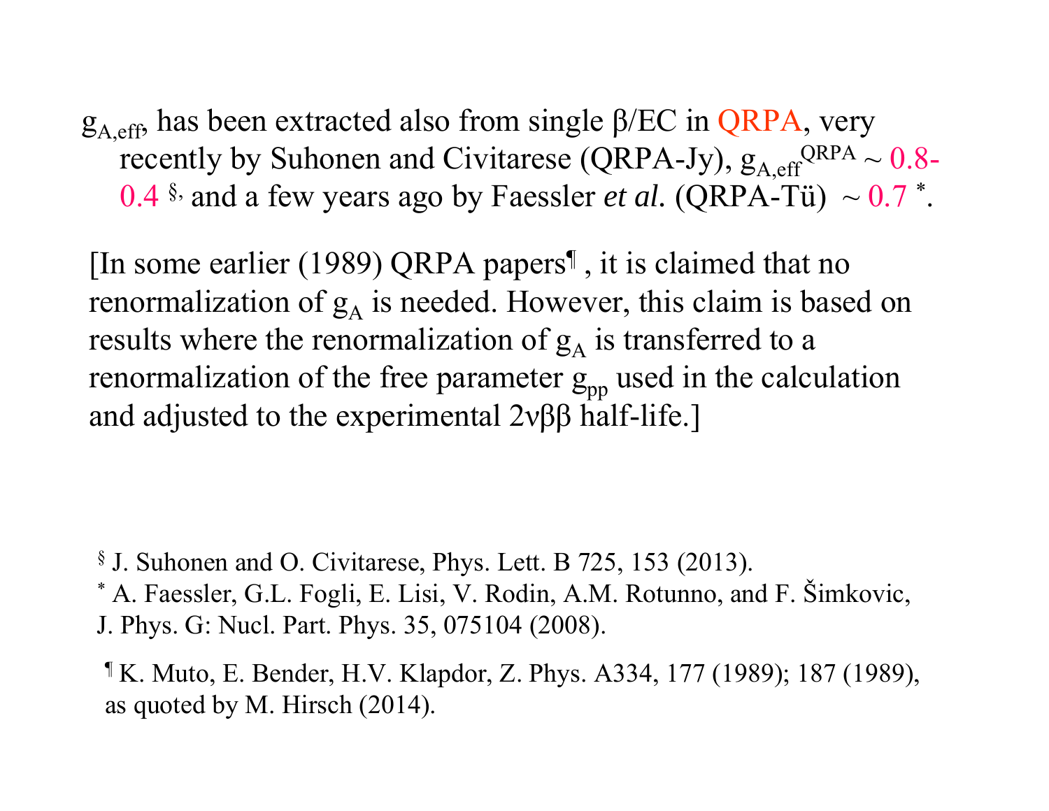$g_{A,eff}$, has been extracted also from single β/EC in QRPA, very recently by Suhonen and Civitarese (QRPA-Jy), $g_{A,eff}^{QRPA}$ ~ 0.8-0.4 [§], and a few years ago by Faessler *et al.* (QRPA-Tü) ~ 0.7 [*].

[In some earlier (1989) QRPA papers[¶], it is claimed that no renormalization of $g_A$ is needed. However, this claim is based on results where the renormalization of $g_A$ is transferred to a renormalization of the free parameter $g_{pp}$ used in the calculation and adjusted to the experimental 2νββ half-life.]

[§] J. Suhonen and O. Civitarese, Phys. Lett. B 725, 153 (2013).

[*] A. Faessler, G.L. Fogli, E. Lisi, V. Rodin, A.M. Rotunno, and F. Šimkovic, J. Phys. G: Nucl. Part. Phys. 35, 075104 (2008).

[¶] K. Muto, E. Bender, H.V. Klapdor, Z. Phys. A334, 177 (1989); 187 (1989), as quoted by M. Hirsch (2014).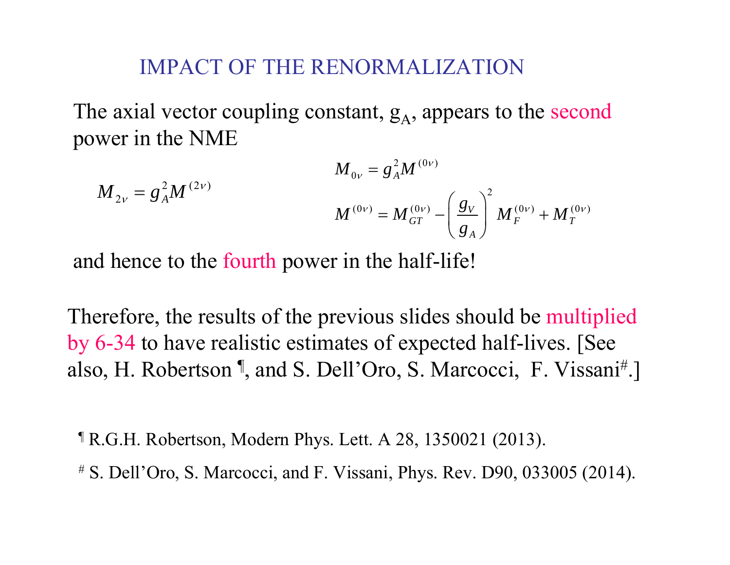## IMPACT OF THE RENORMALIZATION

The axial vector coupling constant, $g_A$, appears to the second power in the NME

$$M_{2\nu} = g_A^2 M^{(2\nu)}$$

$$M_{0\nu} = g_A^2 M^{(0\nu)}$$

$$M^{(0\nu)} = M_{GT}^{(0\nu)} - \left(\frac{g_V}{g_A}\right)^2 M_F^{(0\nu)} + M_T^{(0\nu)}$$

and hence to the fourth power in the half-life!

Therefore, the results of the previous slides should be multiplied by 6-34 to have realistic estimates of expected half-lives. [See also, H. Robertson ¶, and S. Dell'Oro, S. Marcocci, F. Vissani#.]

¶ R.G.H. Robertson, Modern Phys. Lett. A 28, 1350021 (2013).

# S. Dell'Oro, S. Marcocci, and F. Vissani, Phys. Rev. D90, 033005 (2014).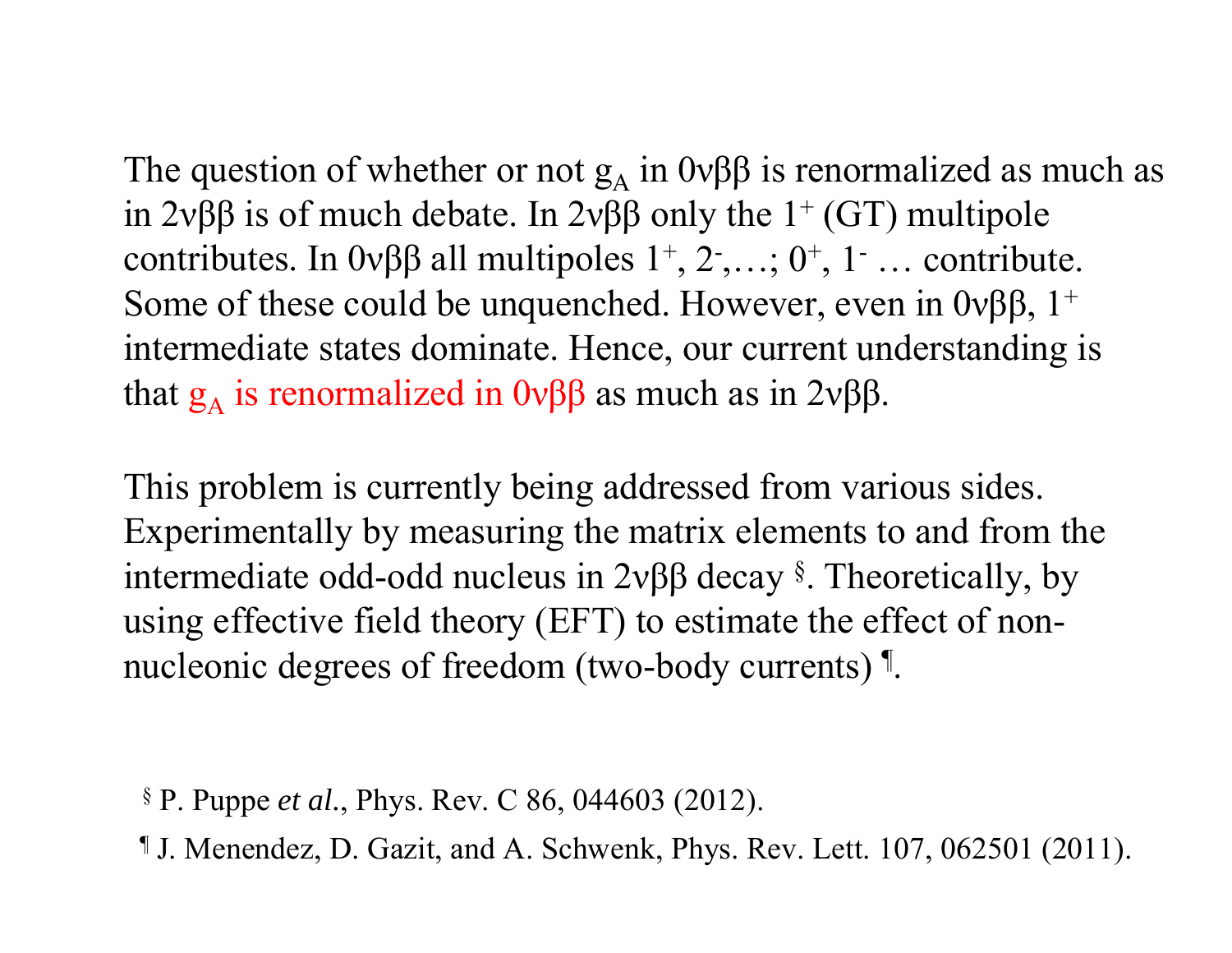The question of whether or not $g_A$ in $0\nu\beta\beta$ is renormalized as much as in $2\nu\beta\beta$ is of much debate. In $2\nu\beta\beta$ only the $1^+$ (GT) multipole contributes. In $0\nu\beta\beta$ all multipoles $1^+$, $2^-$,…; $0^+$, $1^-$ … contribute. Some of these could be unquenched. However, even in $0\nu\beta\beta$, $1^+$ intermediate states dominate. Hence, our current understanding is that $g_A$ is renormalized in $0\nu\beta\beta$ as much as in $2\nu\beta\beta$.

This problem is currently being addressed from various sides. Experimentally by measuring the matrix elements to and from the intermediate odd-odd nucleus in $2\nu\beta\beta$ decay [§]. Theoretically, by using effective field theory (EFT) to estimate the effect of non-nucleonic degrees of freedom (two-body currents) [¶].

[§] P. Puppe *et al.*, Phys. Rev. C 86, 044603 (2012).

[¶] J. Menendez, D. Gazit, and A. Schwenk, Phys. Rev. Lett. 107, 062501 (2011).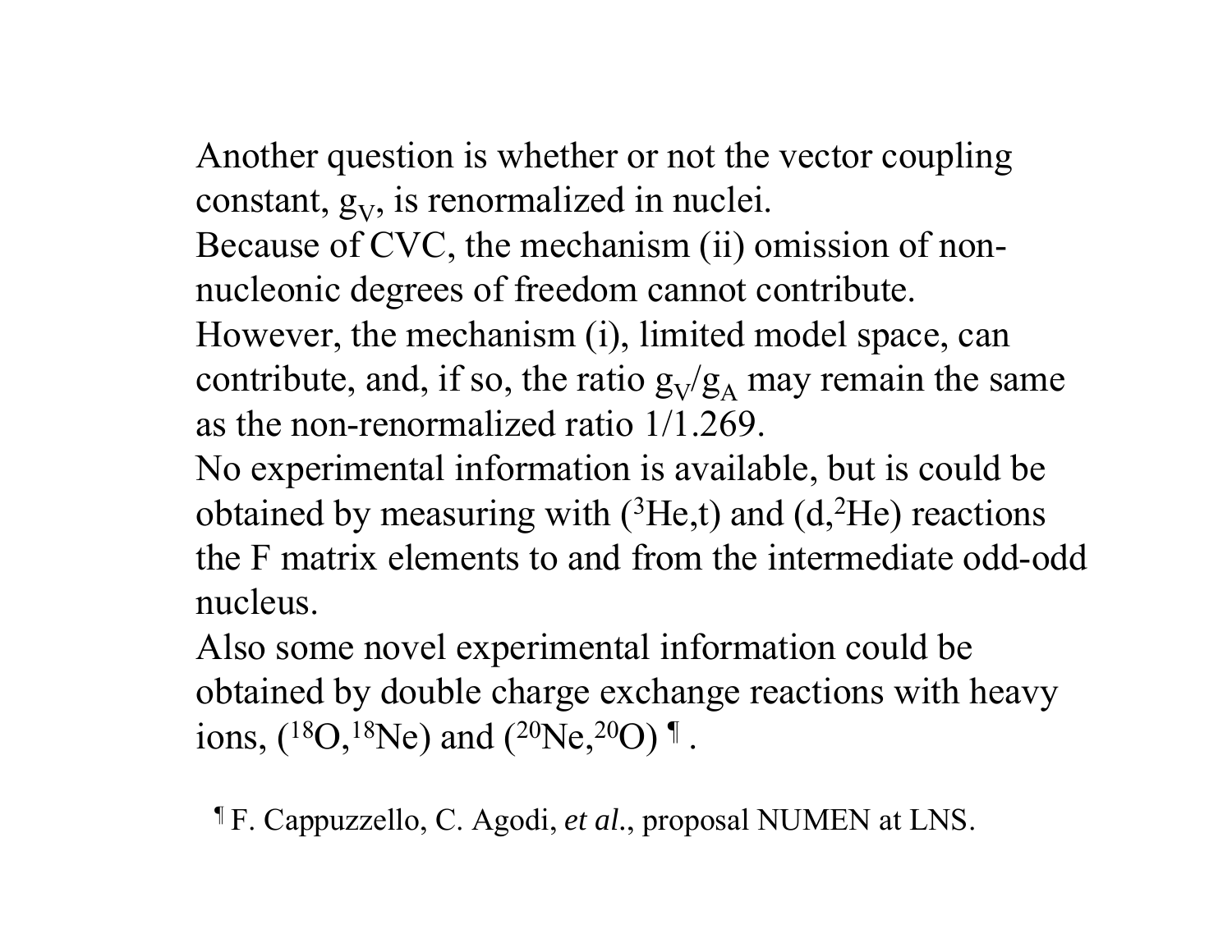Another question is whether or not the vector coupling constant, $g_V$, is renormalized in nuclei.

Because of CVC, the mechanism (ii) omission of non-nucleonic degrees of freedom cannot contribute.

However, the mechanism (i), limited model space, can contribute, and, if so, the ratio $g_V/g_A$ may remain the same as the non-renormalized ratio 1/1.269.

No experimental information is available, but is could be obtained by measuring with ($^3$He,t) and (d,$^2$He) reactions the F matrix elements to and from the intermediate odd-odd nucleus.

Also some novel experimental information could be obtained by double charge exchange reactions with heavy ions, ($^{18}$O,$^{18}$Ne) and ($^{20}$Ne,$^{20}$O) ¶ .

¶ F. Cappuzzello, C. Agodi, *et al*., proposal NUMEN at LNS.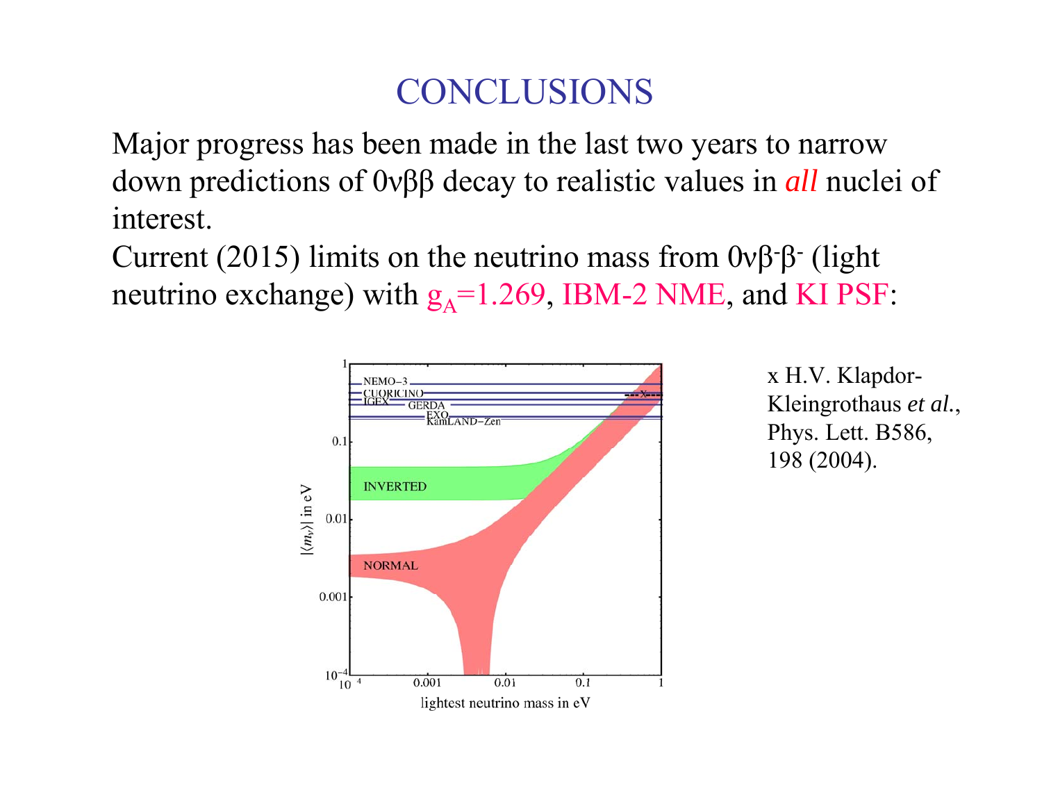# CONCLUSIONS

Major progress has been made in the last two years to narrow down predictions of 0νββ decay to realistic values in *all* nuclei of interest.

Current (2015) limits on the neutrino mass from $0\nu\beta^-\beta^-$ (light neutrino exchange) with $g_A$=1.269, IBM-2 NME, and KI PSF:

x H.V. Klapdor-Kleingrothaus *et al.*, Phys. Lett. B586, 198 (2004).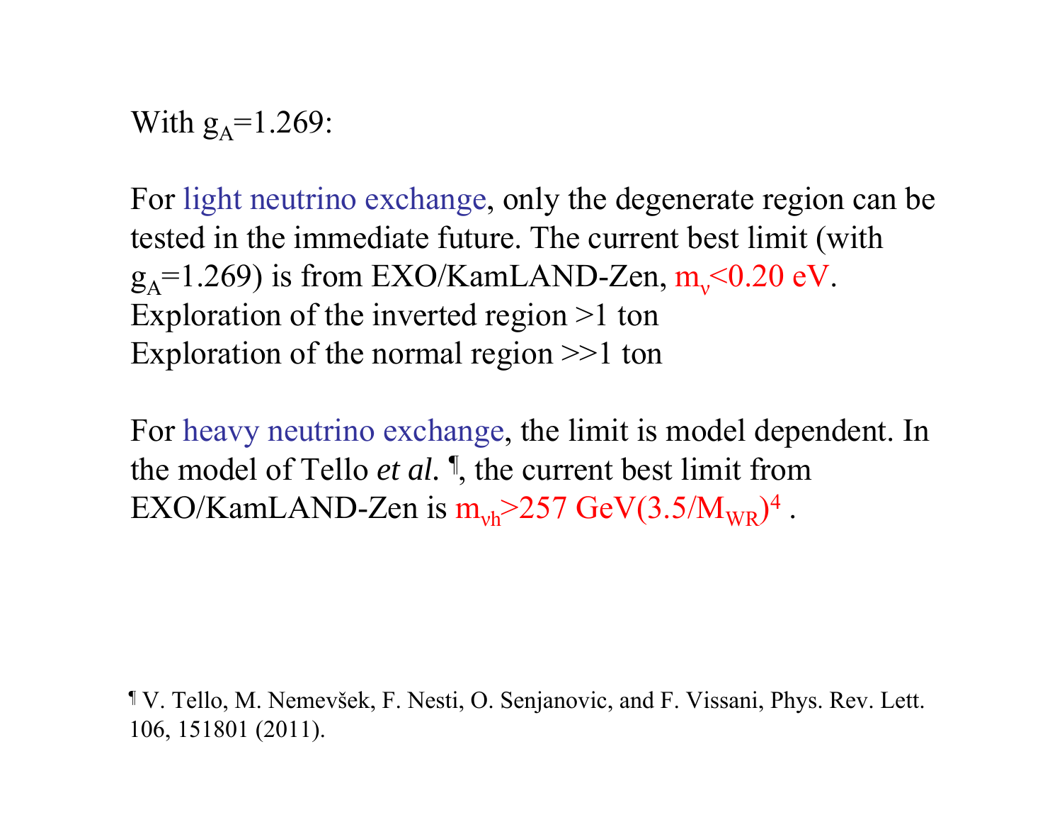With $g_A$=1.269:

For light neutrino exchange, only the degenerate region can be tested in the immediate future. The current best limit (with $g_A$=1.269) is from EXO/KamLAND-Zen, $m_\nu$<0.20 eV.
Exploration of the inverted region >1 ton
Exploration of the normal region >>1 ton

For heavy neutrino exchange, the limit is model dependent. In the model of Tello *et al.* ¶, the current best limit from EXO/KamLAND-Zen is $m_{\nu h}$>257 GeV$(3.5/M_{WR})^4$ .

¶ V. Tello, M. Nemevšek, F. Nesti, O. Senjanovic, and F. Vissani, Phys. Rev. Lett. 106, 151801 (2011).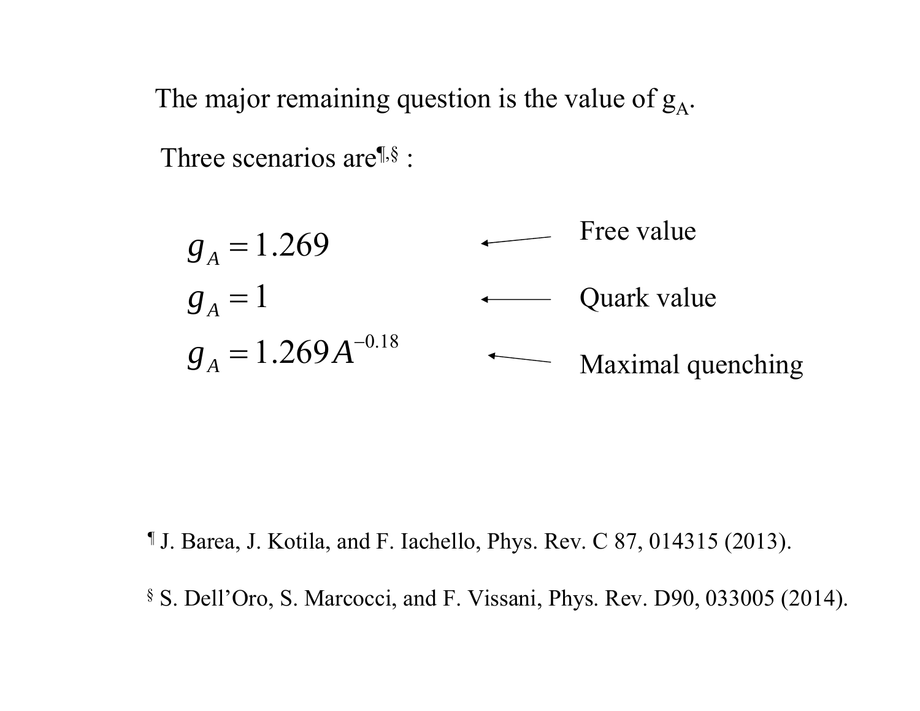The major remaining question is the value of $g_A$.

Three scenarios are[¶,§] :

$$g_A = 1.269 \quad \longleftarrow \text{Free value}$$

$$g_A = 1 \quad \longleftarrow \text{Quark value}$$

$$g_A = 1.269A^{-0.18} \quad \longleftarrow \text{Maximal quenching}$$

[¶] J. Barea, J. Kotila, and F. Iachello, Phys. Rev. C 87, 014315 (2013).

[§] S. Dell'Oro, S. Marcocci, and F. Vissani, Phys. Rev. D90, 033005 (2014).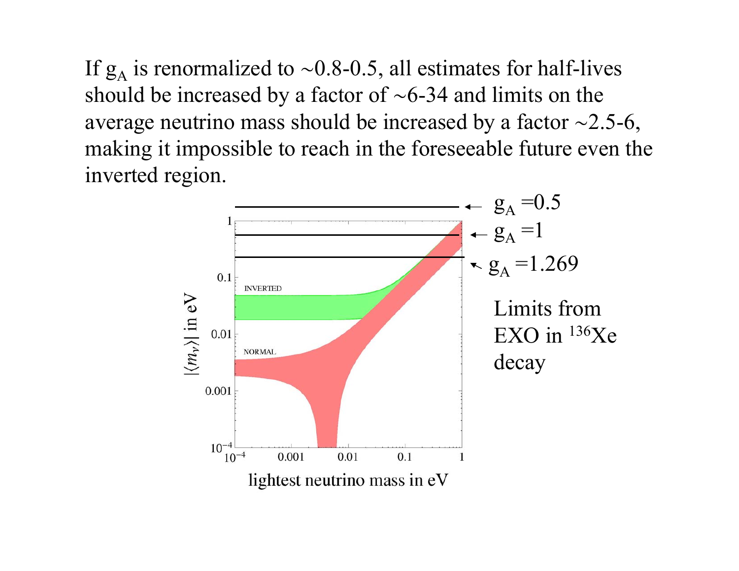If $g_A$ is renormalized to ~0.8-0.5, all estimates for half-lives should be increased by a factor of ~6-34 and limits on the average neutrino mass should be increased by a factor ~2.5-6, making it impossible to reach in the foreseeable future even the inverted region.

← $g_A$ =0.5

← $g_A$ =1

← $g_A$ =1.269

Limits from EXO in $^{136}$Xe decay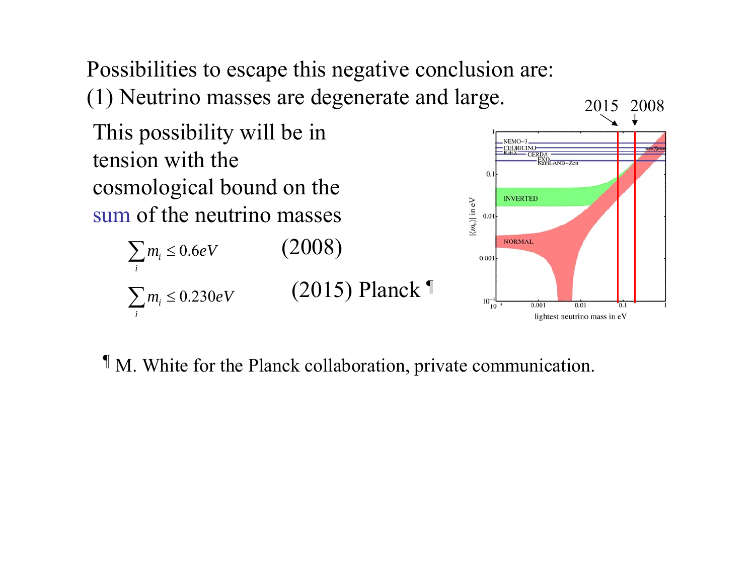Possibilities to escape this negative conclusion are:

(1) Neutrino masses are degenerate and large.

This possibility will be in tension with the cosmological bound on the sum of the neutrino masses

$$\sum_i m_i \leq 0.6 eV \qquad (2008)$$

$$\sum_i m_i \leq 0.230 eV \qquad (2015) \text{ Planck}^{¶}$$

2015 2008

NEMO-3
CUORICINO
IGEX
GERDA
EXO
KamLAND-Zen

INVERTED

NORMAL

$|\langle m_\nu \rangle|$ in eV

lightest neutrino mass in eV

¶ M. White for the Planck collaboration, private communication.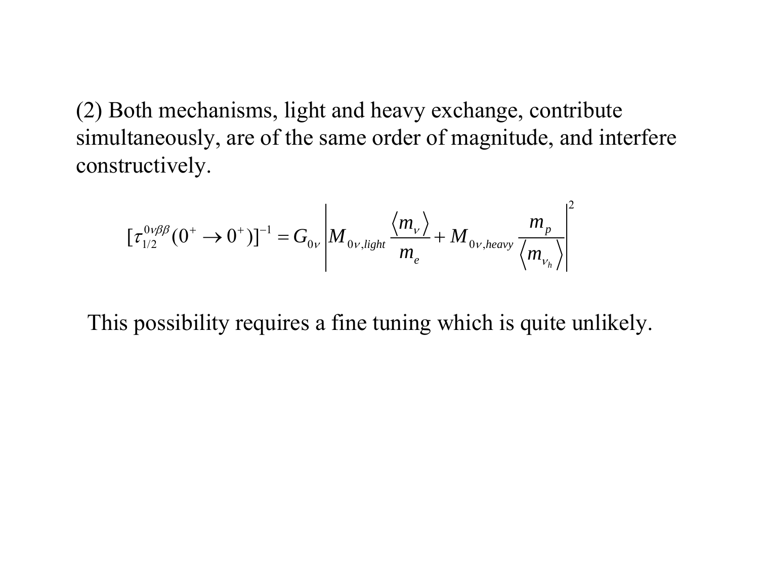(2) Both mechanisms, light and heavy exchange, contribute simultaneously, are of the same order of magnitude, and interfere constructively.

$$[\tau_{1/2}^{0\nu\beta\beta}(0^+ \to 0^+)]^{-1} = G_{0\nu} \left| M_{0\nu,light} \frac{\langle m_\nu \rangle}{m_e} + M_{0\nu,heavy} \frac{m_p}{\langle m_{\nu_h} \rangle} \right|^2$$

This possibility requires a fine tuning which is quite unlikely.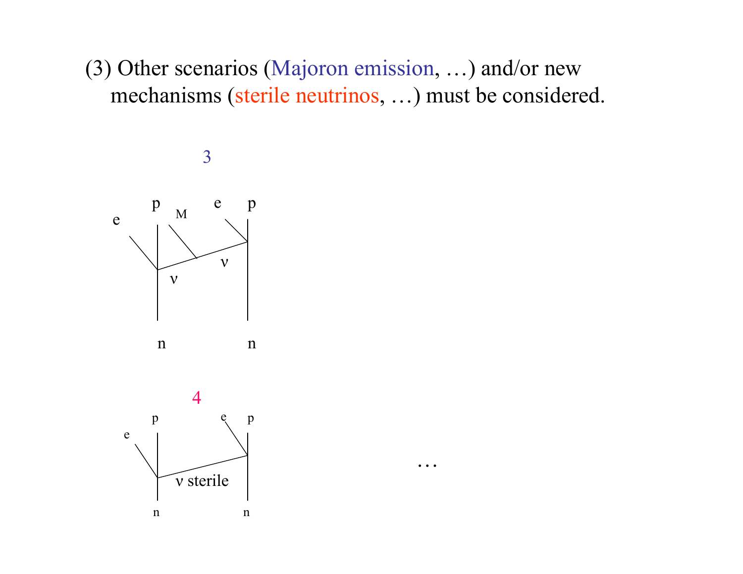(3) Other scenarios (Majoron emission, …) and/or new mechanisms (sterile neutrinos, …) must be considered.

3

e p M e p

ν ν

n n

4

e p e p

ν sterile

n n

…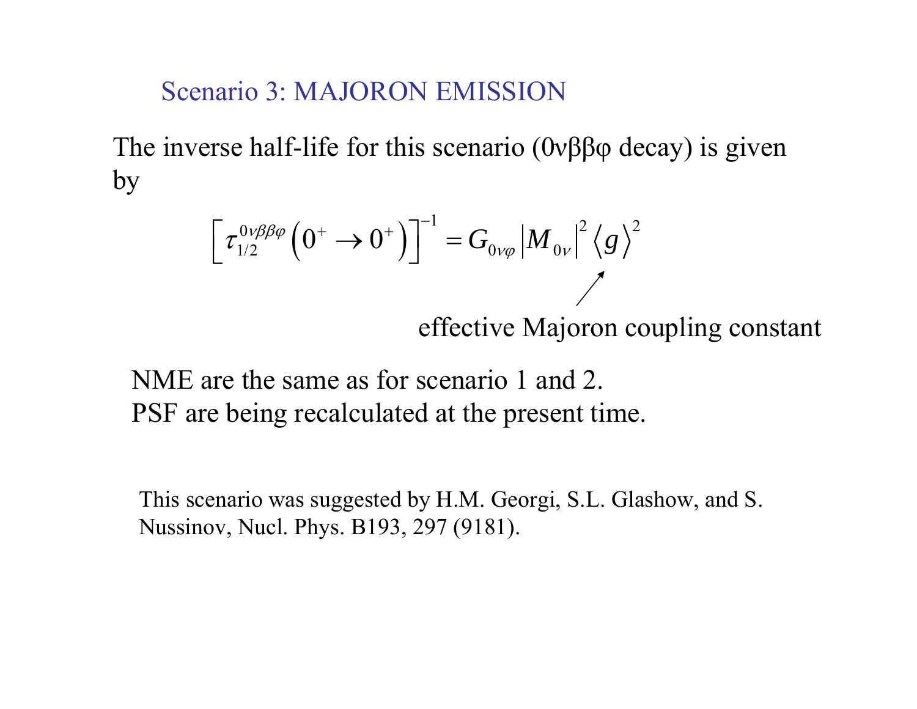## Scenario 3: MAJORON EMISSION

The inverse half-life for this scenario (0νββφ decay) is given by

$$\left[\tau_{1/2}^{0\nu\beta\beta\varphi}\left(0^{+}\rightarrow 0^{+}\right)\right]^{-1}=G_{0\nu\varphi}\left|M_{0\nu}\right|^{2}\left\langle g\right\rangle^{2}$$

effective Majoron coupling constant

NME are the same as for scenario 1 and 2.
PSF are being recalculated at the present time.

This scenario was suggested by H.M. Georgi, S.L. Glashow, and S. Nussinov, Nucl. Phys. B193, 297 (9181).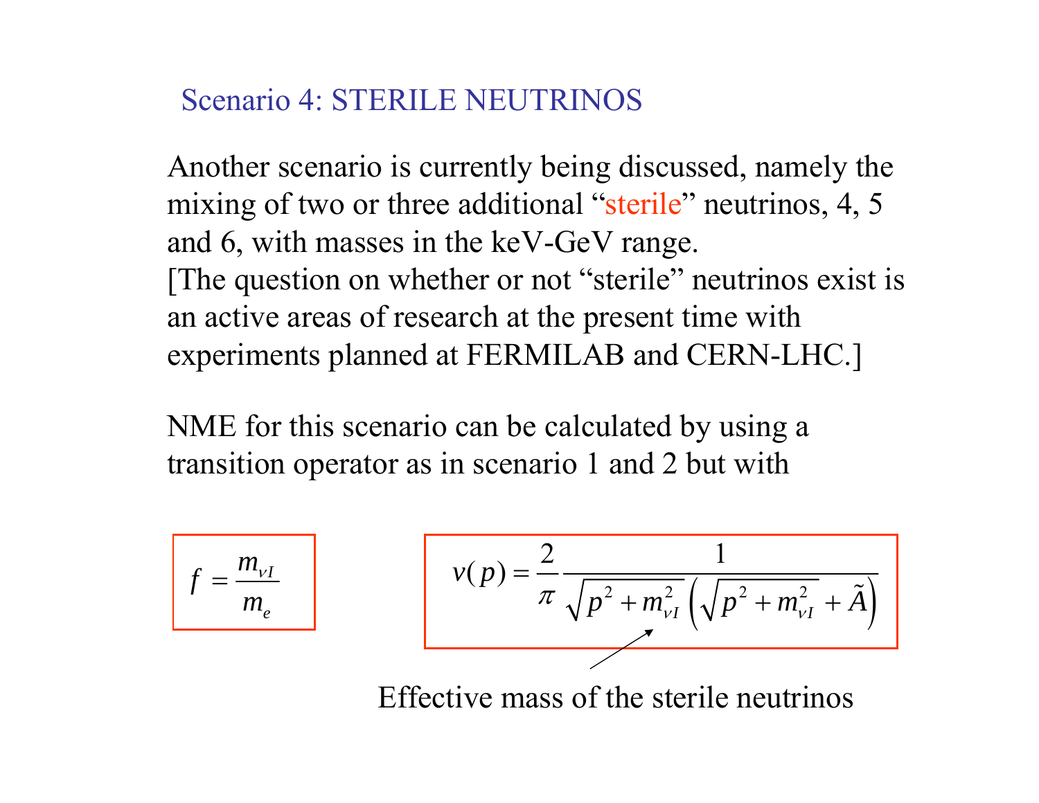## Scenario 4: STERILE NEUTRINOS

Another scenario is currently being discussed, namely the mixing of two or three additional "sterile" neutrinos, 4, 5 and 6, with masses in the keV-GeV range.
[The question on whether or not "sterile" neutrinos exist is an active areas of research at the present time with experiments planned at FERMILAB and CERN-LHC.]

NME for this scenario can be calculated by using a transition operator as in scenario 1 and 2 but with

$$f = \frac{m_{\nu I}}{m_e}$$

$$v(p) = \frac{2}{\pi} \frac{1}{\sqrt{p^2 + m_{\nu I}^2}\left(\sqrt{p^2 + m_{\nu I}^2} + \tilde{A}\right)}$$

Effective mass of the sterile neutrinos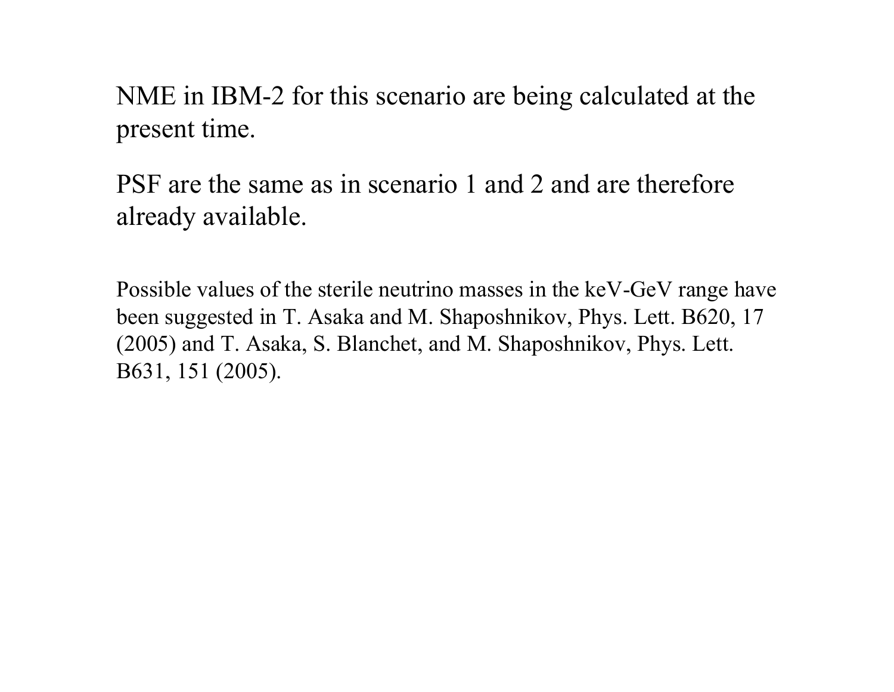NME in IBM-2 for this scenario are being calculated at the present time.

PSF are the same as in scenario 1 and 2 and are therefore already available.

Possible values of the sterile neutrino masses in the keV-GeV range have been suggested in T. Asaka and M. Shaposhnikov, Phys. Lett. B620, 17 (2005) and T. Asaka, S. Blanchet, and M. Shaposhnikov, Phys. Lett. B631, 151 (2005).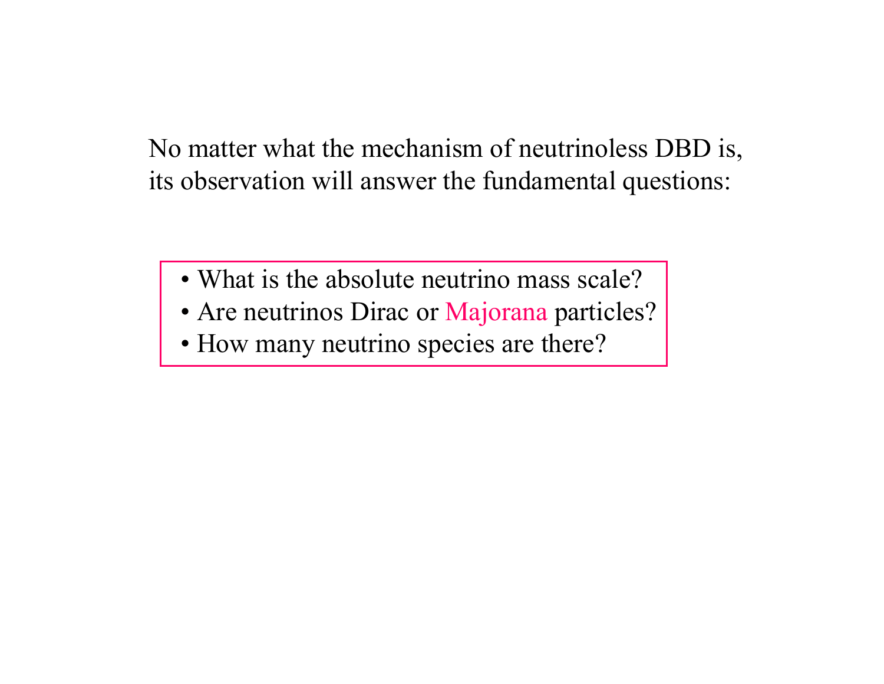No matter what the mechanism of neutrinoless DBD is, its observation will answer the fundamental questions:

- What is the absolute neutrino mass scale?
- Are neutrinos Dirac or Majorana particles?
- How many neutrino species are there?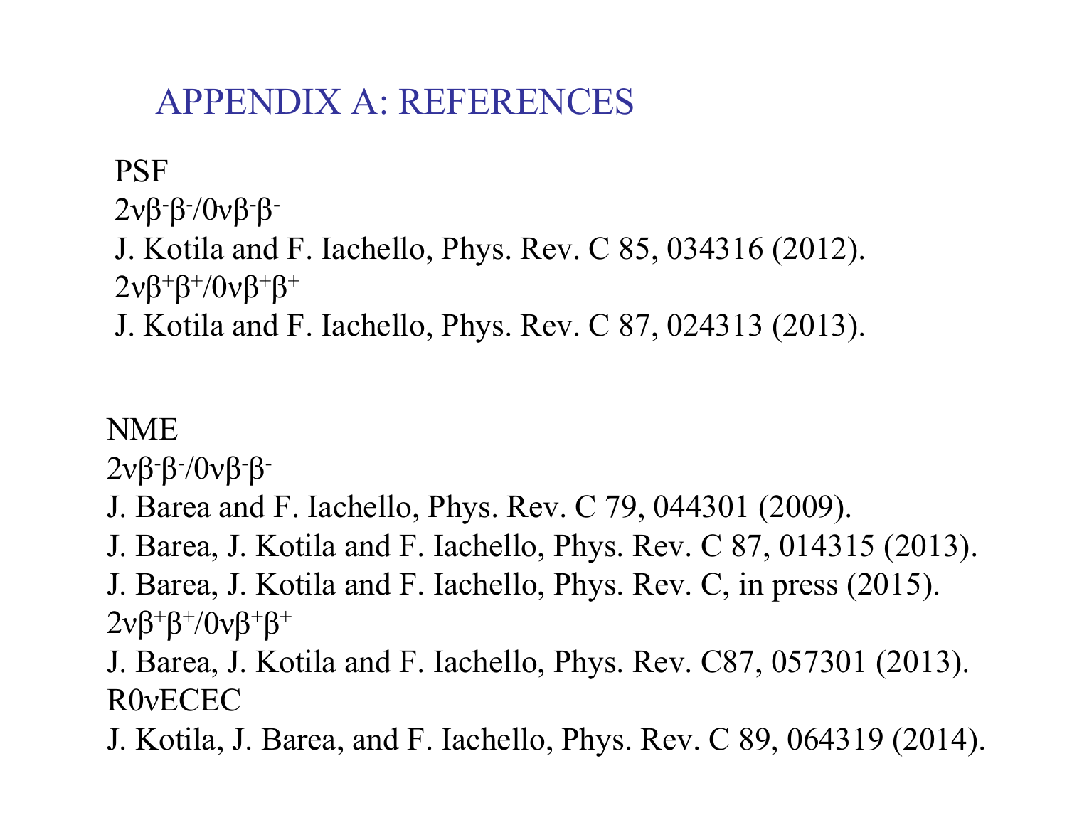# APPENDIX A: REFERENCES

PSF

$2\nu\beta^-\beta^-/0\nu\beta^-\beta^-$

J. Kotila and F. Iachello, Phys. Rev. C 85, 034316 (2012).

$2\nu\beta^+\beta^+/0\nu\beta^+\beta^+$

J. Kotila and F. Iachello, Phys. Rev. C 87, 024313 (2013).

NME

$2\nu\beta^-\beta^-/0\nu\beta^-\beta^-$

J. Barea and F. Iachello, Phys. Rev. C 79, 044301 (2009).

J. Barea, J. Kotila and F. Iachello, Phys. Rev. C 87, 014315 (2013).

J. Barea, J. Kotila and F. Iachello, Phys. Rev. C, in press (2015).

$2\nu\beta^+\beta^+/0\nu\beta^+\beta^+$

J. Barea, J. Kotila and F. Iachello, Phys. Rev. C87, 057301 (2013).

R0νECEC

J. Kotila, J. Barea, and F. Iachello, Phys. Rev. C 89, 064319 (2014).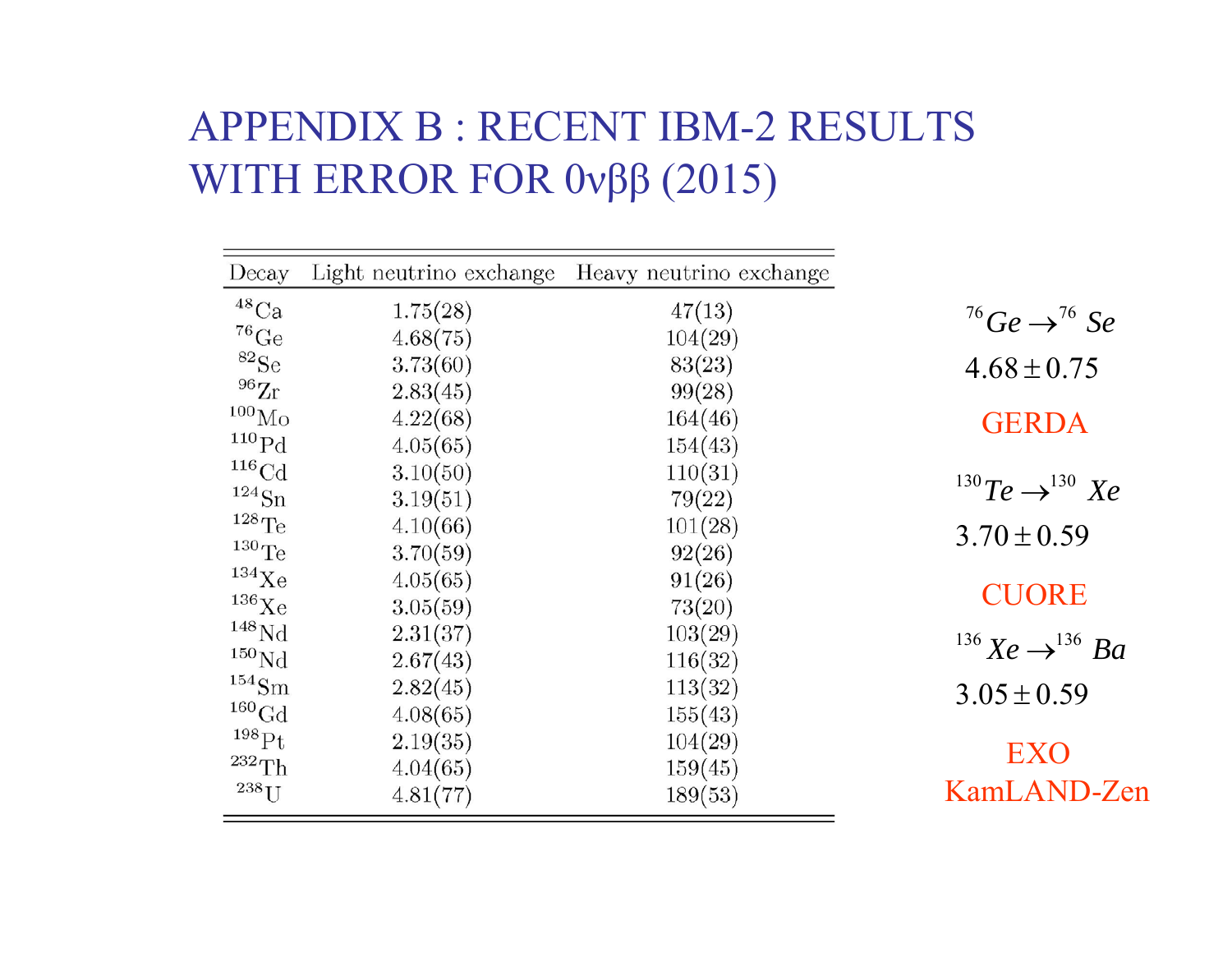# APPENDIX B : RECENT IBM-2 RESULTS WITH ERROR FOR 0νββ (2015)

| Decay | Light neutrino exchange | Heavy neutrino exchange |
|---|---|---|
| $^{48}$Ca | 1.75(28) | 47(13) |
| $^{76}$Ge | 4.68(75) | 104(29) |
| $^{82}$Se | 3.73(60) | 83(23) |
| $^{96}$Zr | 2.83(45) | 99(28) |
| $^{100}$Mo | 4.22(68) | 164(46) |
| $^{110}$Pd | 4.05(65) | 154(43) |
| $^{116}$Cd | 3.10(50) | 110(31) |
| $^{124}$Sn | 3.19(51) | 79(22) |
| $^{128}$Te | 4.10(66) | 101(28) |
| $^{130}$Te | 3.70(59) | 92(26) |
| $^{134}$Xe | 4.05(65) | 91(26) |
| $^{136}$Xe | 3.05(59) | 73(20) |
| $^{148}$Nd | 2.31(37) | 103(29) |
| $^{150}$Nd | 2.67(43) | 116(32) |
| $^{154}$Sm | 2.82(45) | 113(32) |
| $^{160}$Gd | 4.08(65) | 155(43) |
| $^{198}$Pt | 2.19(35) | 104(29) |
| $^{232}$Th | 4.04(65) | 159(45) |
| $^{238}$U | 4.81(77) | 189(53) |

$^{76}Ge \rightarrow {}^{76}Se$

$4.68 \pm 0.75$

GERDA

$^{130}Te \rightarrow {}^{130}Xe$

$3.70 \pm 0.59$

CUORE

$^{136}Xe \rightarrow {}^{136}Ba$

$3.05 \pm 0.59$

EXO
KamLAND-Zen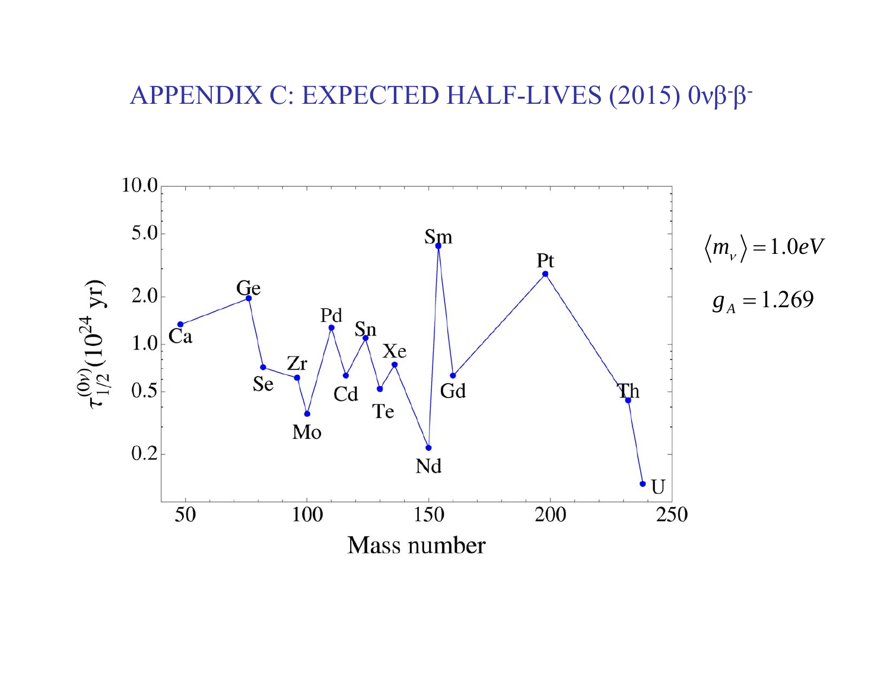# APPENDIX C: EXPECTED HALF-LIVES (2015) $0\nu\beta^-\beta^-$

$\langle m_\nu \rangle = 1.0eV$

$g_A = 1.269$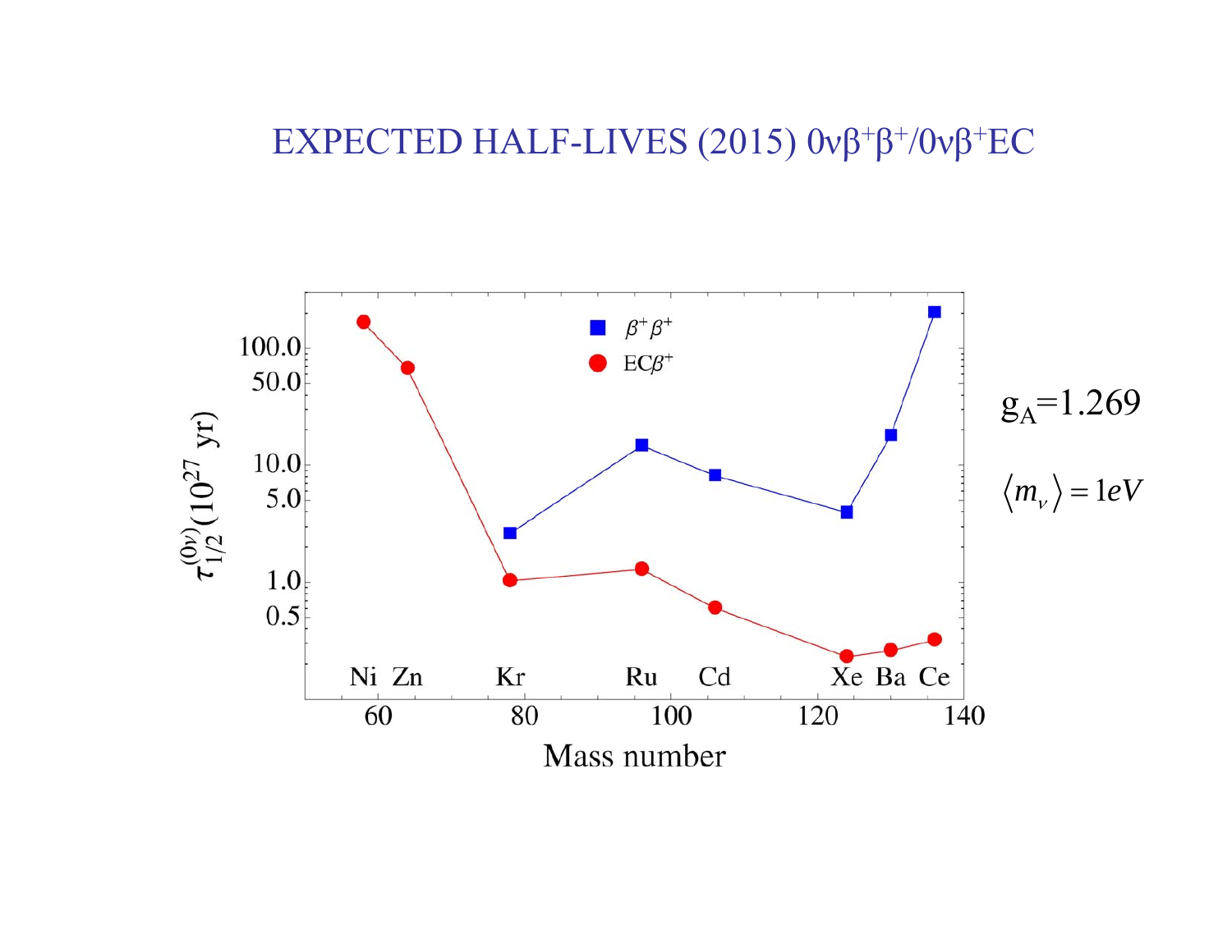# EXPECTED HALF-LIVES (2015) $0\nu\beta^+\beta^+/0\nu\beta^+EC$

$g_A$=1.269

$\langle m_\nu \rangle = 1eV$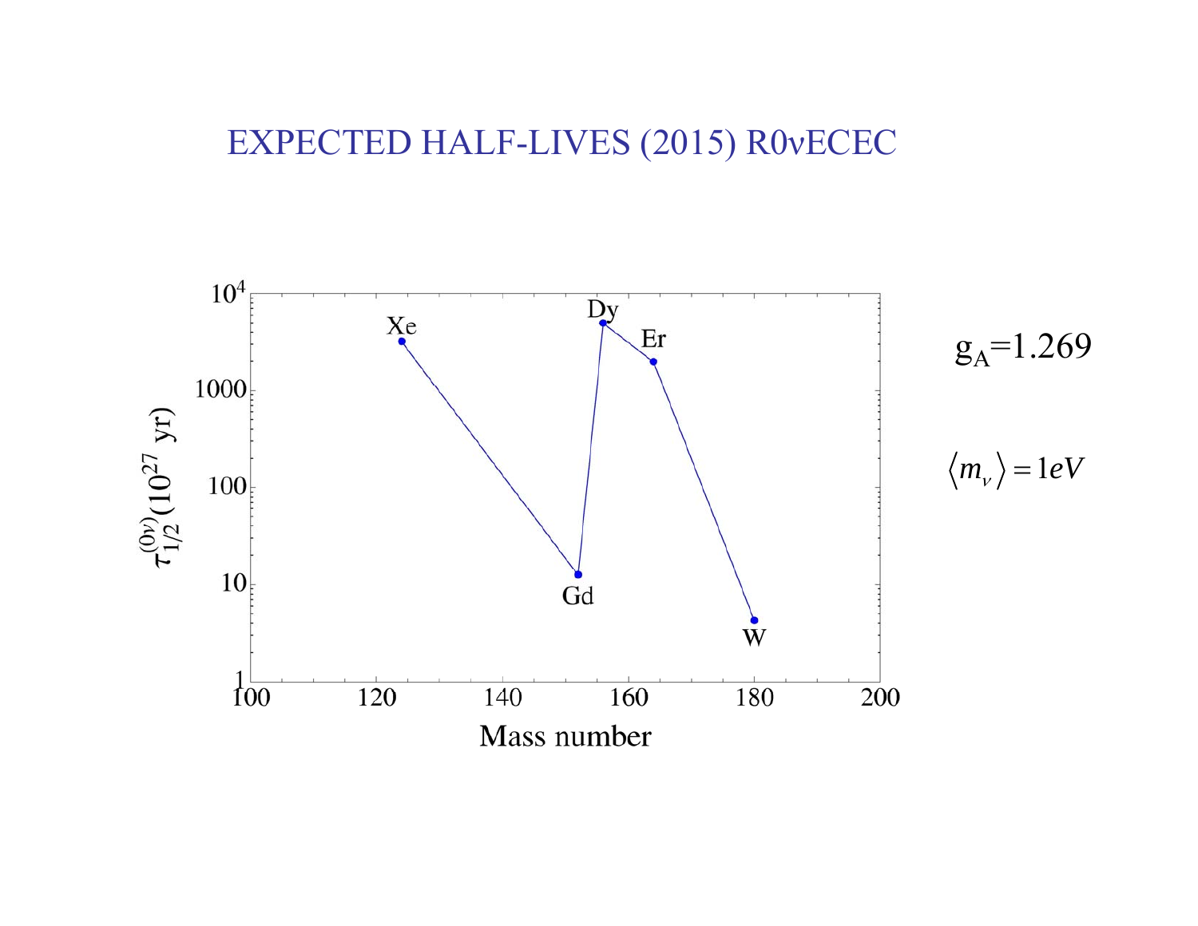# EXPECTED HALF-LIVES (2015) R0νECEC

$g_A$=1.269

$\langle m_\nu \rangle = 1 eV$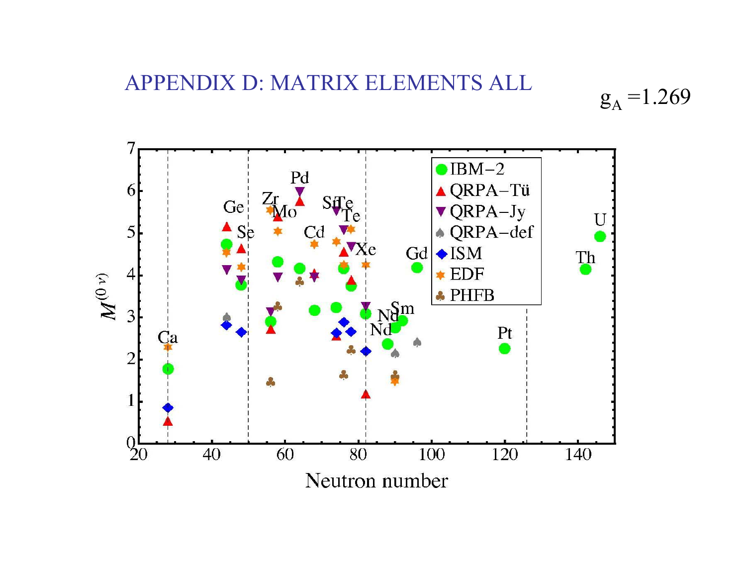# APPENDIX D: MATRIX ELEMENTS ALL

$g_A = 1.269$

$M^{(0\nu)}$

Neutron number

0
1
2
3
4
5
6
7

20
40
60
80
100
120
140

IBM−2
QRPA−Tü
QRPA−Jy
QRPA−def
ISM
EDF
PHFB

Ca
Ge
Se
Zr
Mo
Pd
Cd
Sn
Te
Te
Xe
Nd
Nd
Sm
Gd
Pt
Th
U